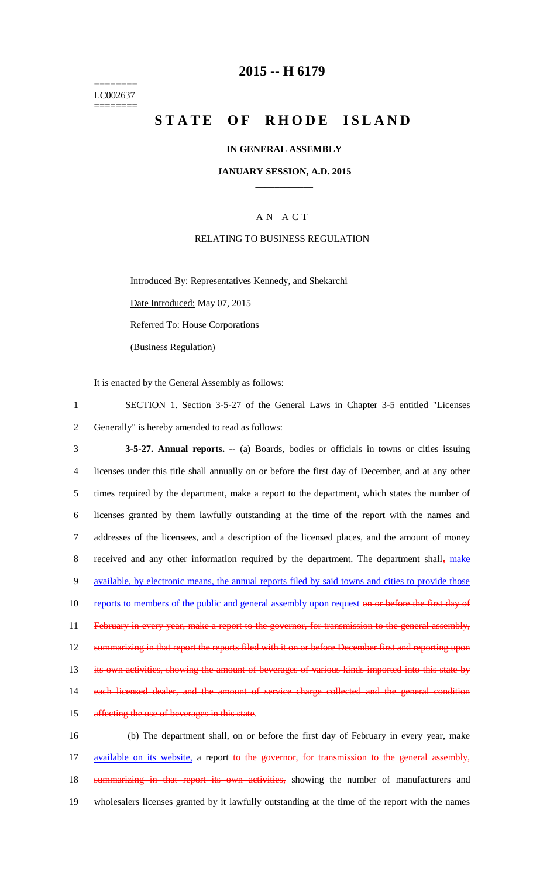========
LC002637
========

# 2015 -- H 6179

# STATE OF RHODE ISLAND

**IN GENERAL ASSEMBLY**

**JANUARY SESSION, A.D. 2015**

A N A C T

RELATING TO BUSINESS REGULATION

Introduced By: Representatives Kennedy, and Shekarchi

Date Introduced: May 07, 2015

Referred To: House Corporations

(Business Regulation)

It is enacted by the General Assembly as follows:

1 SECTION 1. Section 3-5-27 of the General Laws in Chapter 3-5 entitled "Licenses
2 Generally" is hereby amended to read as follows:

3 **3-5-27. Annual reports. --** (a) Boards, bodies or officials in towns or cities issuing
4 licenses under this title shall annually on or before the first day of December, and at any other
5 times required by the department, make a report to the department, which states the number of
6 licenses granted by them lawfully outstanding at the time of the report with the names and
7 addresses of the licensees, and a description of the licensed places, and the amount of money
8 received and any other information required by the department. The department shall~~,~~ make
9 available, by electronic means, the annual reports filed by said towns and cities to provide those
10 reports to members of the public and general assembly upon request ~~on or before the first day of~~
11 ~~February in every year, make a report to the governor, for transmission to the general assembly,~~
12 ~~summarizing in that report the reports filed with it on or before December first and reporting upon~~
13 ~~its own activities, showing the amount of beverages of various kinds imported into this state by~~
14 ~~each licensed dealer, and the amount of service charge collected and the general condition~~
15 ~~affecting the use of beverages in this state~~.

16 (b) The department shall, on or before the first day of February in every year, make
17 available on its website, a report ~~to the governor, for transmission to the general assembly,~~
18 ~~summarizing in that report its own activities,~~ showing the number of manufacturers and
19 wholesalers licenses granted by it lawfully outstanding at the time of the report with the names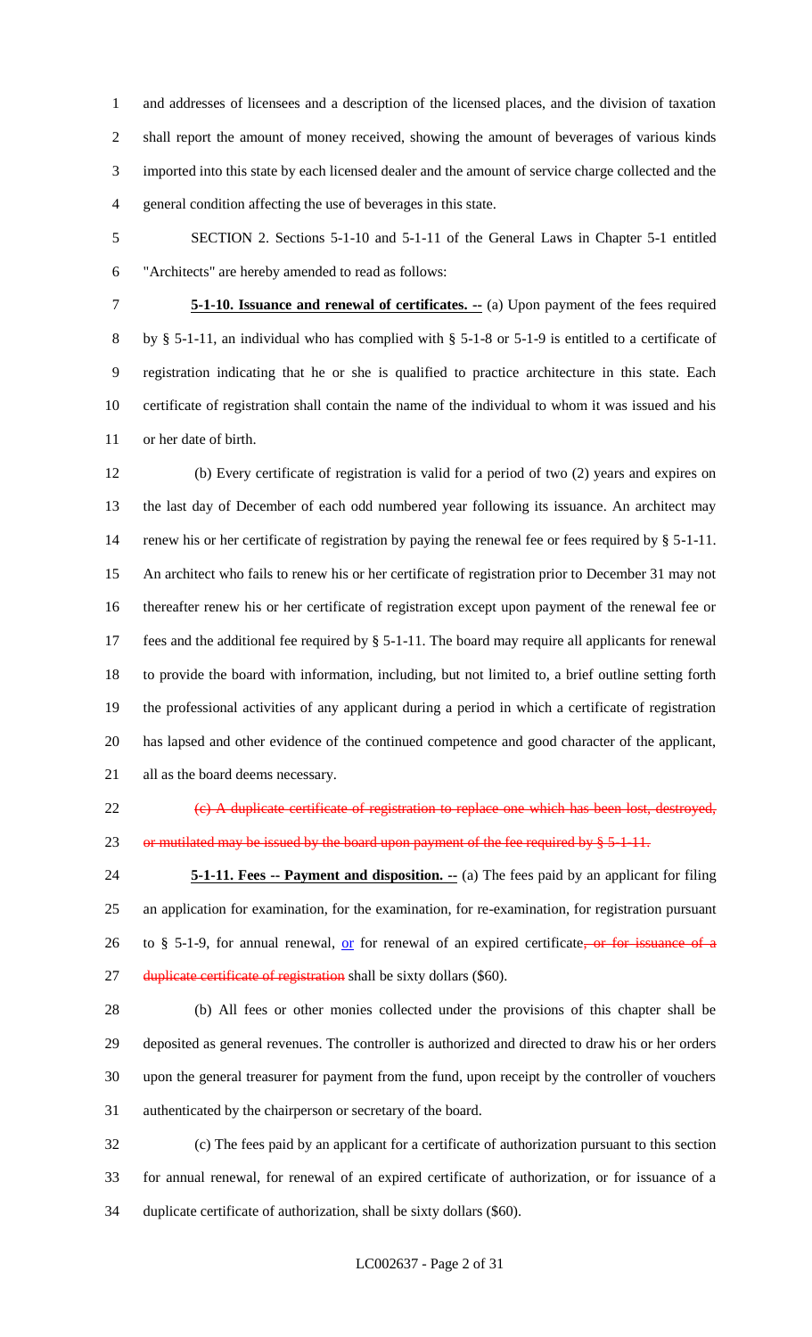and addresses of licensees and a description of the licensed places, and the division of taxation shall report the amount of money received, showing the amount of beverages of various kinds imported into this state by each licensed dealer and the amount of service charge collected and the general condition affecting the use of beverages in this state.

SECTION 2. Sections 5-1-10 and 5-1-11 of the General Laws in Chapter 5-1 entitled "Architects" are hereby amended to read as follows:

**5-1-10. Issuance and renewal of certificates. --** (a) Upon payment of the fees required by § 5-1-11, an individual who has complied with § 5-1-8 or 5-1-9 is entitled to a certificate of registration indicating that he or she is qualified to practice architecture in this state. Each certificate of registration shall contain the name of the individual to whom it was issued and his or her date of birth.

(b) Every certificate of registration is valid for a period of two (2) years and expires on the last day of December of each odd numbered year following its issuance. An architect may renew his or her certificate of registration by paying the renewal fee or fees required by § 5-1-11. An architect who fails to renew his or her certificate of registration prior to December 31 may not thereafter renew his or her certificate of registration except upon payment of the renewal fee or fees and the additional fee required by § 5-1-11. The board may require all applicants for renewal to provide the board with information, including, but not limited to, a brief outline setting forth the professional activities of any applicant during a period in which a certificate of registration has lapsed and other evidence of the continued competence and good character of the applicant, all as the board deems necessary.

~~(c) A duplicate certificate of registration to replace one which has been lost, destroyed, or mutilated may be issued by the board upon payment of the fee required by § 5-1-11.~~

**5-1-11. Fees -- Payment and disposition. --** (a) The fees paid by an applicant for filing an application for examination, for the examination, for re-examination, for registration pursuant to § 5-1-9, for annual renewal, <u>or</u> for renewal of an expired certificate~~, or for issuance of a duplicate certificate of registration~~ shall be sixty dollars ($60).

(b) All fees or other monies collected under the provisions of this chapter shall be deposited as general revenues. The controller is authorized and directed to draw his or her orders upon the general treasurer for payment from the fund, upon receipt by the controller of vouchers authenticated by the chairperson or secretary of the board.

(c) The fees paid by an applicant for a certificate of authorization pursuant to this section for annual renewal, for renewal of an expired certificate of authorization, or for issuance of a duplicate certificate of authorization, shall be sixty dollars ($60).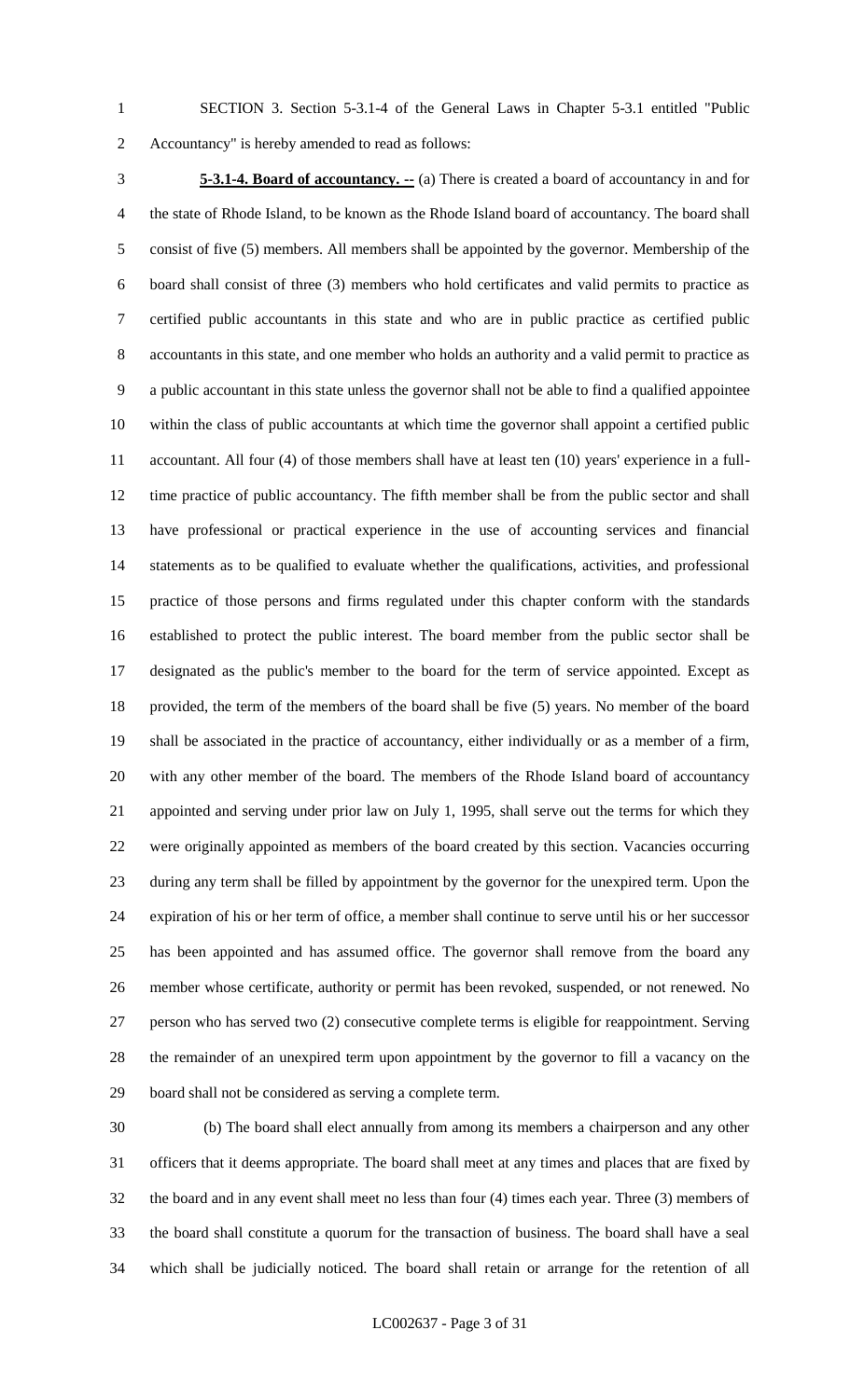SECTION 3. Section 5-3.1-4 of the General Laws in Chapter 5-3.1 entitled "Public Accountancy" is hereby amended to read as follows:

**5-3.1-4. Board of accountancy. --** (a) There is created a board of accountancy in and for the state of Rhode Island, to be known as the Rhode Island board of accountancy. The board shall consist of five (5) members. All members shall be appointed by the governor. Membership of the board shall consist of three (3) members who hold certificates and valid permits to practice as certified public accountants in this state and who are in public practice as certified public accountants in this state, and one member who holds an authority and a valid permit to practice as a public accountant in this state unless the governor shall not be able to find a qualified appointee within the class of public accountants at which time the governor shall appoint a certified public accountant. All four (4) of those members shall have at least ten (10) years' experience in a full-time practice of public accountancy. The fifth member shall be from the public sector and shall have professional or practical experience in the use of accounting services and financial statements as to be qualified to evaluate whether the qualifications, activities, and professional practice of those persons and firms regulated under this chapter conform with the standards established to protect the public interest. The board member from the public sector shall be designated as the public's member to the board for the term of service appointed. Except as provided, the term of the members of the board shall be five (5) years. No member of the board shall be associated in the practice of accountancy, either individually or as a member of a firm, with any other member of the board. The members of the Rhode Island board of accountancy appointed and serving under prior law on July 1, 1995, shall serve out the terms for which they were originally appointed as members of the board created by this section. Vacancies occurring during any term shall be filled by appointment by the governor for the unexpired term. Upon the expiration of his or her term of office, a member shall continue to serve until his or her successor has been appointed and has assumed office. The governor shall remove from the board any member whose certificate, authority or permit has been revoked, suspended, or not renewed. No person who has served two (2) consecutive complete terms is eligible for reappointment. Serving the remainder of an unexpired term upon appointment by the governor to fill a vacancy on the board shall not be considered as serving a complete term.

(b) The board shall elect annually from among its members a chairperson and any other officers that it deems appropriate. The board shall meet at any times and places that are fixed by the board and in any event shall meet no less than four (4) times each year. Three (3) members of the board shall constitute a quorum for the transaction of business. The board shall have a seal which shall be judicially noticed. The board shall retain or arrange for the retention of all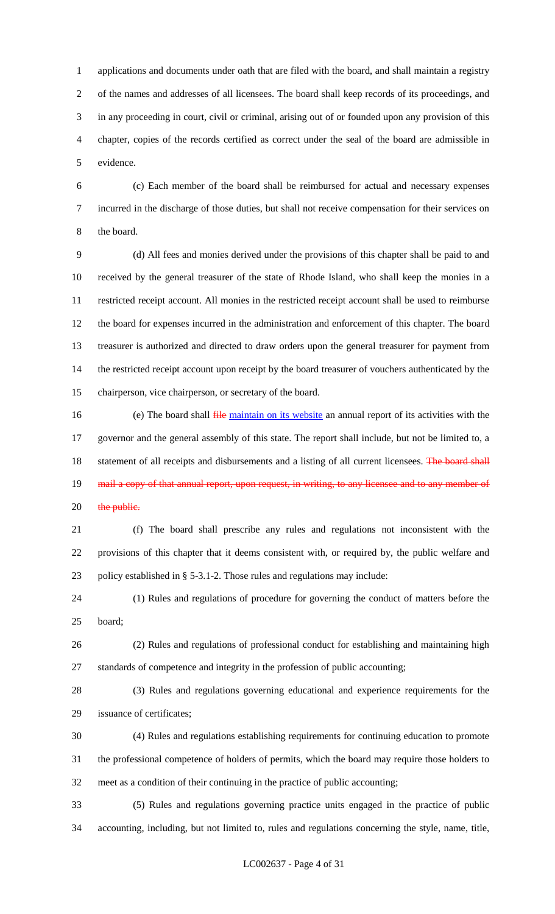applications and documents under oath that are filed with the board, and shall maintain a registry of the names and addresses of all licensees. The board shall keep records of its proceedings, and in any proceeding in court, civil or criminal, arising out of or founded upon any provision of this chapter, copies of the records certified as correct under the seal of the board are admissible in evidence.

(c) Each member of the board shall be reimbursed for actual and necessary expenses incurred in the discharge of those duties, but shall not receive compensation for their services on the board.

(d) All fees and monies derived under the provisions of this chapter shall be paid to and received by the general treasurer of the state of Rhode Island, who shall keep the monies in a restricted receipt account. All monies in the restricted receipt account shall be used to reimburse the board for expenses incurred in the administration and enforcement of this chapter. The board treasurer is authorized and directed to draw orders upon the general treasurer for payment from the restricted receipt account upon receipt by the board treasurer of vouchers authenticated by the chairperson, vice chairperson, or secretary of the board.

(e) The board shall ~~file~~ maintain on its website an annual report of its activities with the governor and the general assembly of this state. The report shall include, but not be limited to, a statement of all receipts and disbursements and a listing of all current licensees. ~~The board shall mail a copy of that annual report, upon request, in writing, to any licensee and to any member of the public.~~

(f) The board shall prescribe any rules and regulations not inconsistent with the provisions of this chapter that it deems consistent with, or required by, the public welfare and policy established in § 5-3.1-2. Those rules and regulations may include:

(1) Rules and regulations of procedure for governing the conduct of matters before the board;

(2) Rules and regulations of professional conduct for establishing and maintaining high standards of competence and integrity in the profession of public accounting;

(3) Rules and regulations governing educational and experience requirements for the issuance of certificates;

(4) Rules and regulations establishing requirements for continuing education to promote the professional competence of holders of permits, which the board may require those holders to meet as a condition of their continuing in the practice of public accounting;

(5) Rules and regulations governing practice units engaged in the practice of public accounting, including, but not limited to, rules and regulations concerning the style, name, title,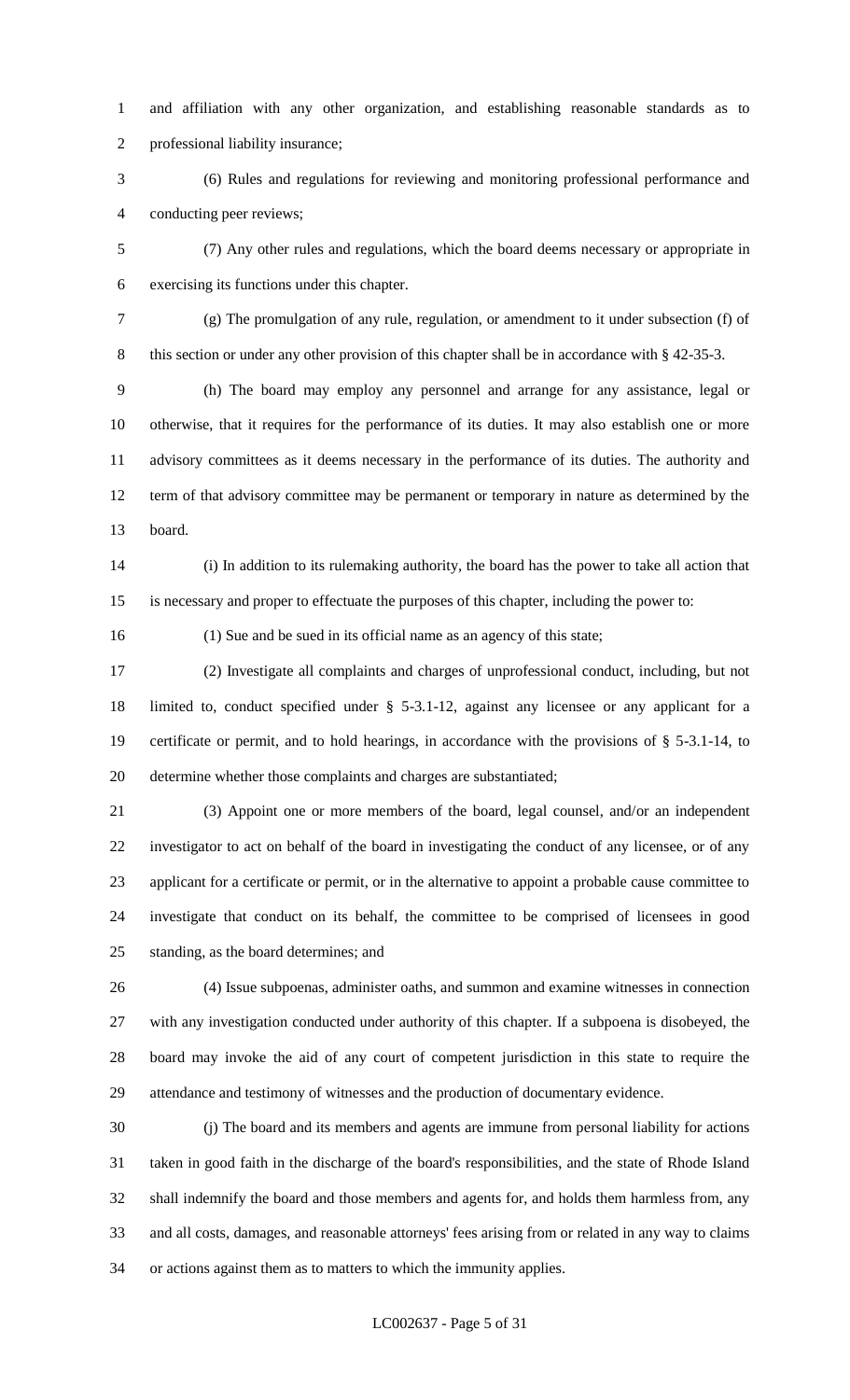and affiliation with any other organization, and establishing reasonable standards as to professional liability insurance;

(6) Rules and regulations for reviewing and monitoring professional performance and conducting peer reviews;

(7) Any other rules and regulations, which the board deems necessary or appropriate in exercising its functions under this chapter.

(g) The promulgation of any rule, regulation, or amendment to it under subsection (f) of this section or under any other provision of this chapter shall be in accordance with § 42-35-3.

(h) The board may employ any personnel and arrange for any assistance, legal or otherwise, that it requires for the performance of its duties. It may also establish one or more advisory committees as it deems necessary in the performance of its duties. The authority and term of that advisory committee may be permanent or temporary in nature as determined by the board.

(i) In addition to its rulemaking authority, the board has the power to take all action that is necessary and proper to effectuate the purposes of this chapter, including the power to:

(1) Sue and be sued in its official name as an agency of this state;

(2) Investigate all complaints and charges of unprofessional conduct, including, but not limited to, conduct specified under § 5-3.1-12, against any licensee or any applicant for a certificate or permit, and to hold hearings, in accordance with the provisions of § 5-3.1-14, to determine whether those complaints and charges are substantiated;

(3) Appoint one or more members of the board, legal counsel, and/or an independent investigator to act on behalf of the board in investigating the conduct of any licensee, or of any applicant for a certificate or permit, or in the alternative to appoint a probable cause committee to investigate that conduct on its behalf, the committee to be comprised of licensees in good standing, as the board determines; and

(4) Issue subpoenas, administer oaths, and summon and examine witnesses in connection with any investigation conducted under authority of this chapter. If a subpoena is disobeyed, the board may invoke the aid of any court of competent jurisdiction in this state to require the attendance and testimony of witnesses and the production of documentary evidence.

(j) The board and its members and agents are immune from personal liability for actions taken in good faith in the discharge of the board's responsibilities, and the state of Rhode Island shall indemnify the board and those members and agents for, and holds them harmless from, any and all costs, damages, and reasonable attorneys' fees arising from or related in any way to claims or actions against them as to matters to which the immunity applies.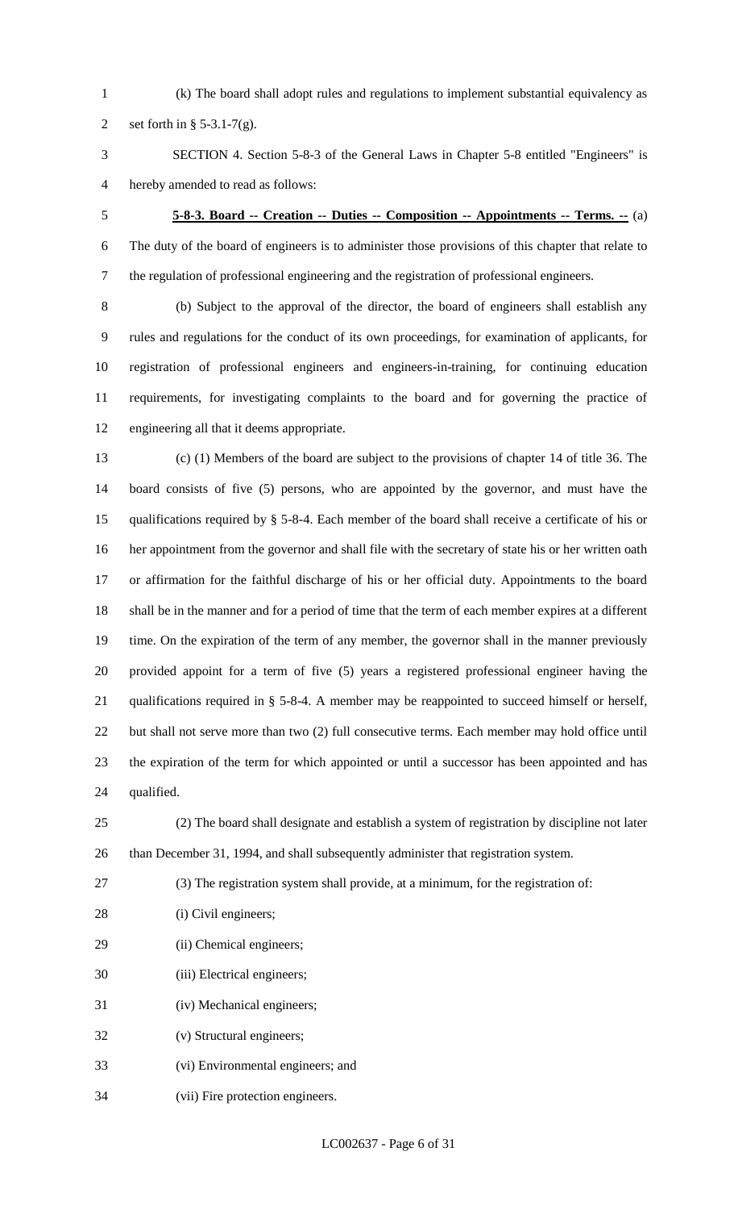(k) The board shall adopt rules and regulations to implement substantial equivalency as set forth in § 5-3.1-7(g).

SECTION 4. Section 5-8-3 of the General Laws in Chapter 5-8 entitled "Engineers" is hereby amended to read as follows:

**5-8-3. Board -- Creation -- Duties -- Composition -- Appointments -- Terms. --** (a) The duty of the board of engineers is to administer those provisions of this chapter that relate to the regulation of professional engineering and the registration of professional engineers.

(b) Subject to the approval of the director, the board of engineers shall establish any rules and regulations for the conduct of its own proceedings, for examination of applicants, for registration of professional engineers and engineers-in-training, for continuing education requirements, for investigating complaints to the board and for governing the practice of engineering all that it deems appropriate.

(c) (1) Members of the board are subject to the provisions of chapter 14 of title 36. The board consists of five (5) persons, who are appointed by the governor, and must have the qualifications required by § 5-8-4. Each member of the board shall receive a certificate of his or her appointment from the governor and shall file with the secretary of state his or her written oath or affirmation for the faithful discharge of his or her official duty. Appointments to the board shall be in the manner and for a period of time that the term of each member expires at a different time. On the expiration of the term of any member, the governor shall in the manner previously provided appoint for a term of five (5) years a registered professional engineer having the qualifications required in § 5-8-4. A member may be reappointed to succeed himself or herself, but shall not serve more than two (2) full consecutive terms. Each member may hold office until the expiration of the term for which appointed or until a successor has been appointed and has qualified.

(2) The board shall designate and establish a system of registration by discipline not later than December 31, 1994, and shall subsequently administer that registration system.

(3) The registration system shall provide, at a minimum, for the registration of:

(i) Civil engineers;

(ii) Chemical engineers;

(iii) Electrical engineers;

(iv) Mechanical engineers;

(v) Structural engineers;

(vi) Environmental engineers; and

(vii) Fire protection engineers.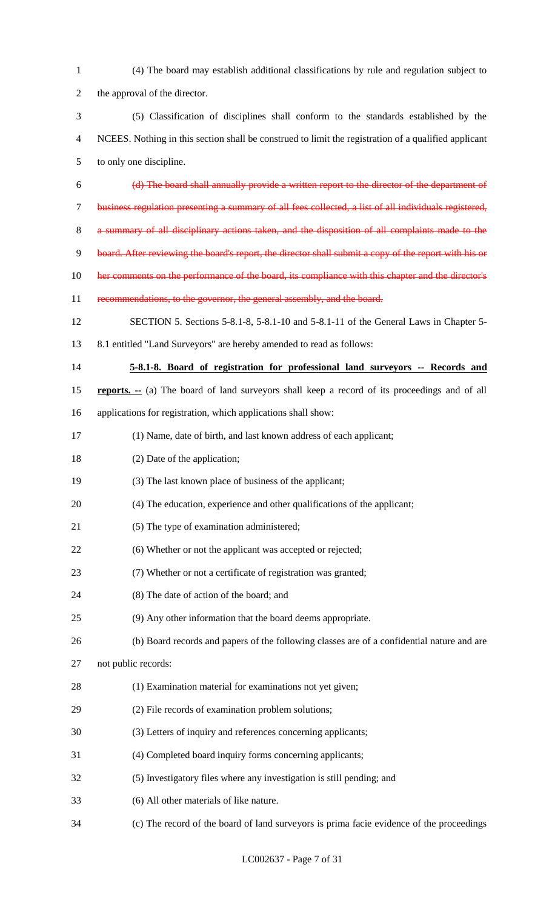(4) The board may establish additional classifications by rule and regulation subject to the approval of the director.

(5) Classification of disciplines shall conform to the standards established by the NCEES. Nothing in this section shall be construed to limit the registration of a qualified applicant to only one discipline.

~~(d) The board shall annually provide a written report to the director of the department of business regulation presenting a summary of all fees collected, a list of all individuals registered, a summary of all disciplinary actions taken, and the disposition of all complaints made to the board. After reviewing the board's report, the director shall submit a copy of the report with his or her comments on the performance of the board, its compliance with this chapter and the director's recommendations, to the governor, the general assembly, and the board.~~

SECTION 5. Sections 5-8.1-8, 5-8.1-10 and 5-8.1-11 of the General Laws in Chapter 5-8.1 entitled "Land Surveyors" are hereby amended to read as follows:

**5-8.1-8. Board of registration for professional land surveyors -- Records and reports. --** (a) The board of land surveyors shall keep a record of its proceedings and of all applications for registration, which applications shall show:

(1) Name, date of birth, and last known address of each applicant;

(2) Date of the application;

(3) The last known place of business of the applicant;

(4) The education, experience and other qualifications of the applicant;

(5) The type of examination administered;

(6) Whether or not the applicant was accepted or rejected;

(7) Whether or not a certificate of registration was granted;

(8) The date of action of the board; and

(9) Any other information that the board deems appropriate.

(b) Board records and papers of the following classes are of a confidential nature and are not public records:

(1) Examination material for examinations not yet given;

(2) File records of examination problem solutions;

(3) Letters of inquiry and references concerning applicants;

(4) Completed board inquiry forms concerning applicants;

(5) Investigatory files where any investigation is still pending; and

(6) All other materials of like nature.

(c) The record of the board of land surveyors is prima facie evidence of the proceedings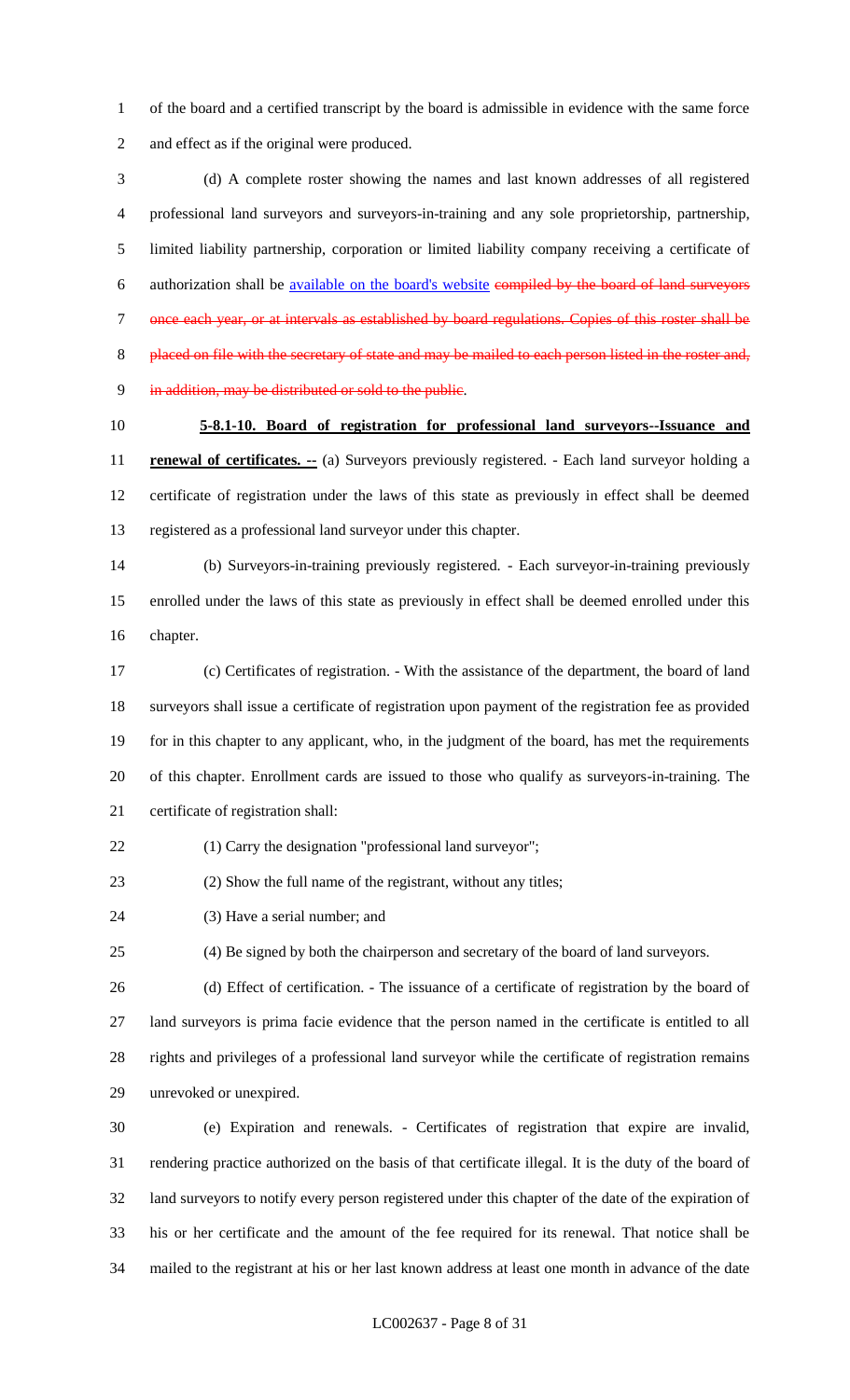of the board and a certified transcript by the board is admissible in evidence with the same force and effect as if the original were produced.

(d) A complete roster showing the names and last known addresses of all registered professional land surveyors and surveyors-in-training and any sole proprietorship, partnership, limited liability partnership, corporation or limited liability company receiving a certificate of authorization shall be <u>available on the board's website</u> ~~compiled by the board of land surveyors once each year, or at intervals as established by board regulations. Copies of this roster shall be placed on file with the secretary of state and may be mailed to each person listed in the roster and, in addition, may be distributed or sold to the public~~.

**<u>5-8.1-10. Board of registration for professional land surveyors--Issuance and renewal of certificates. --</u>** (a) Surveyors previously registered. - Each land surveyor holding a certificate of registration under the laws of this state as previously in effect shall be deemed registered as a professional land surveyor under this chapter.

(b) Surveyors-in-training previously registered. - Each surveyor-in-training previously enrolled under the laws of this state as previously in effect shall be deemed enrolled under this chapter.

(c) Certificates of registration. - With the assistance of the department, the board of land surveyors shall issue a certificate of registration upon payment of the registration fee as provided for in this chapter to any applicant, who, in the judgment of the board, has met the requirements of this chapter. Enrollment cards are issued to those who qualify as surveyors-in-training. The certificate of registration shall:

(1) Carry the designation "professional land surveyor";

(2) Show the full name of the registrant, without any titles;

(3) Have a serial number; and

(4) Be signed by both the chairperson and secretary of the board of land surveyors.

(d) Effect of certification. - The issuance of a certificate of registration by the board of land surveyors is prima facie evidence that the person named in the certificate is entitled to all rights and privileges of a professional land surveyor while the certificate of registration remains unrevoked or unexpired.

(e) Expiration and renewals. - Certificates of registration that expire are invalid, rendering practice authorized on the basis of that certificate illegal. It is the duty of the board of land surveyors to notify every person registered under this chapter of the date of the expiration of his or her certificate and the amount of the fee required for its renewal. That notice shall be mailed to the registrant at his or her last known address at least one month in advance of the date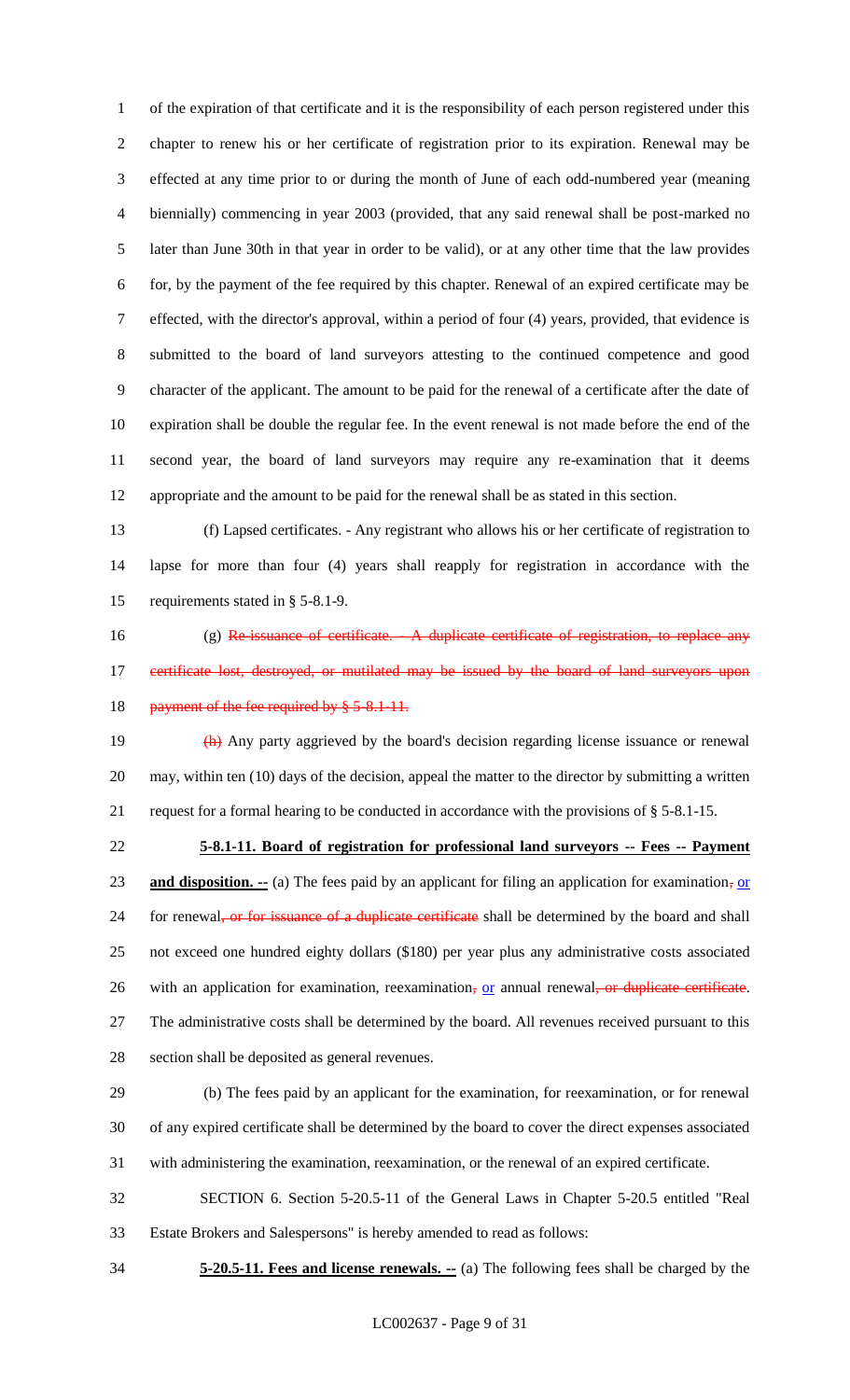of the expiration of that certificate and it is the responsibility of each person registered under this chapter to renew his or her certificate of registration prior to its expiration. Renewal may be effected at any time prior to or during the month of June of each odd-numbered year (meaning biennially) commencing in year 2003 (provided, that any said renewal shall be post-marked no later than June 30th in that year in order to be valid), or at any other time that the law provides for, by the payment of the fee required by this chapter. Renewal of an expired certificate may be effected, with the director's approval, within a period of four (4) years, provided, that evidence is submitted to the board of land surveyors attesting to the continued competence and good character of the applicant. The amount to be paid for the renewal of a certificate after the date of expiration shall be double the regular fee. In the event renewal is not made before the end of the second year, the board of land surveyors may require any re-examination that it deems appropriate and the amount to be paid for the renewal shall be as stated in this section.

(f) Lapsed certificates. - Any registrant who allows his or her certificate of registration to lapse for more than four (4) years shall reapply for registration in accordance with the requirements stated in § 5-8.1-9.

(g) ~~Re-issuance of certificate. - A duplicate certificate of registration, to replace any certificate lost, destroyed, or mutilated may be issued by the board of land surveyors upon payment of the fee required by § 5-8.1-11.~~

~~(h)~~ Any party aggrieved by the board's decision regarding license issuance or renewal may, within ten (10) days of the decision, appeal the matter to the director by submitting a written request for a formal hearing to be conducted in accordance with the provisions of § 5-8.1-15.

**5-8.1-11. Board of registration for professional land surveyors -- Fees -- Payment and disposition. --** (a) The fees paid by an applicant for filing an application for examination~~,~~ or for renewal~~, or for issuance of a duplicate certificate~~ shall be determined by the board and shall not exceed one hundred eighty dollars ($180) per year plus any administrative costs associated with an application for examination, reexamination~~,~~ or annual renewal~~, or duplicate certificate~~. The administrative costs shall be determined by the board. All revenues received pursuant to this section shall be deposited as general revenues.

(b) The fees paid by an applicant for the examination, for reexamination, or for renewal of any expired certificate shall be determined by the board to cover the direct expenses associated with administering the examination, reexamination, or the renewal of an expired certificate.

SECTION 6. Section 5-20.5-11 of the General Laws in Chapter 5-20.5 entitled "Real Estate Brokers and Salespersons" is hereby amended to read as follows:

**5-20.5-11. Fees and license renewals. --** (a) The following fees shall be charged by the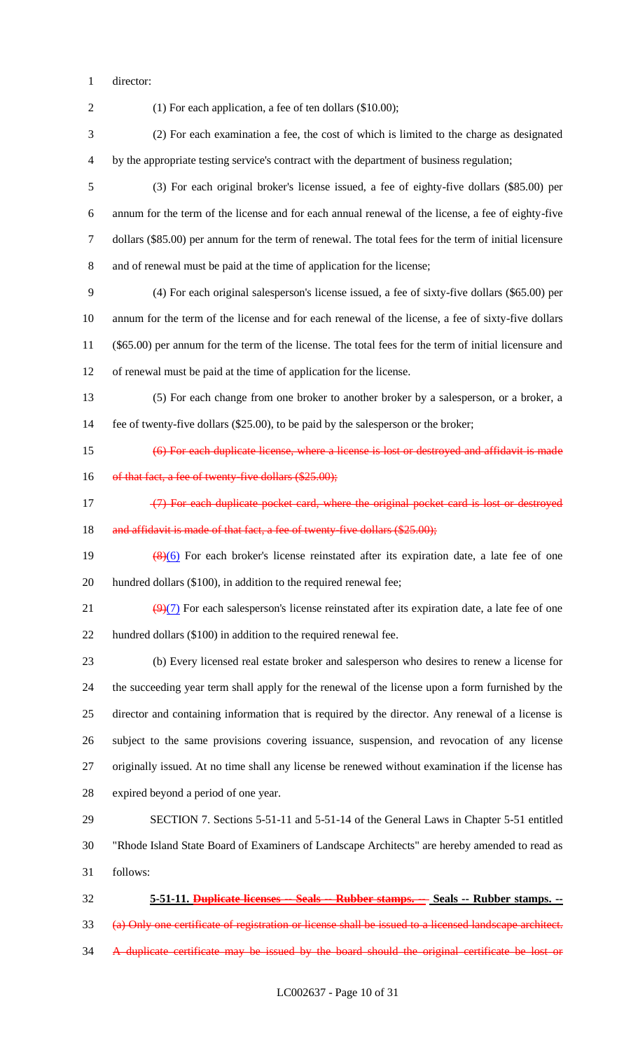director:

(1) For each application, a fee of ten dollars ($10.00);

(2) For each examination a fee, the cost of which is limited to the charge as designated by the appropriate testing service's contract with the department of business regulation;

(3) For each original broker's license issued, a fee of eighty-five dollars ($85.00) per annum for the term of the license and for each annual renewal of the license, a fee of eighty-five dollars ($85.00) per annum for the term of renewal. The total fees for the term of initial licensure and of renewal must be paid at the time of application for the license;

(4) For each original salesperson's license issued, a fee of sixty-five dollars ($65.00) per annum for the term of the license and for each renewal of the license, a fee of sixty-five dollars ($65.00) per annum for the term of the license. The total fees for the term of initial licensure and of renewal must be paid at the time of application for the license.

(5) For each change from one broker to another broker by a salesperson, or a broker, a fee of twenty-five dollars ($25.00), to be paid by the salesperson or the broker;

~~(6) For each duplicate license, where a license is lost or destroyed and affidavit is made of that fact, a fee of twenty-five dollars ($25.00);~~

~~(7) For each duplicate pocket card, where the original pocket card is lost or destroyed and affidavit is made of that fact, a fee of twenty-five dollars ($25.00);~~

~~(8)~~(6) For each broker's license reinstated after its expiration date, a late fee of one hundred dollars ($100), in addition to the required renewal fee;

~~(9)~~(7) For each salesperson's license reinstated after its expiration date, a late fee of one hundred dollars ($100) in addition to the required renewal fee.

(b) Every licensed real estate broker and salesperson who desires to renew a license for the succeeding year term shall apply for the renewal of the license upon a form furnished by the director and containing information that is required by the director. Any renewal of a license is subject to the same provisions covering issuance, suspension, and revocation of any license originally issued. At no time shall any license be renewed without examination if the license has expired beyond a period of one year.

SECTION 7. Sections 5-51-11 and 5-51-14 of the General Laws in Chapter 5-51 entitled "Rhode Island State Board of Examiners of Landscape Architects" are hereby amended to read as follows:

**5-51-11. ~~Duplicate licenses -- Seals -- Rubber stamps. --~~ Seals -- Rubber stamps. --**

~~(a) Only one certificate of registration or license shall be issued to a licensed landscape architect. A duplicate certificate may be issued by the board should the original certificate be lost or~~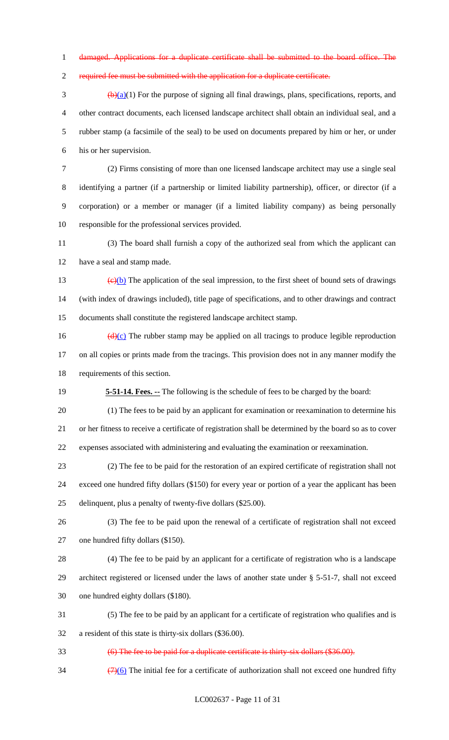~~damaged. Applications for a duplicate certificate shall be submitted to the board office. The required fee must be submitted with the application for a duplicate certificate.~~

~~(b)~~(a)(1) For the purpose of signing all final drawings, plans, specifications, reports, and other contract documents, each licensed landscape architect shall obtain an individual seal, and a rubber stamp (a facsimile of the seal) to be used on documents prepared by him or her, or under his or her supervision.

(2) Firms consisting of more than one licensed landscape architect may use a single seal identifying a partner (if a partnership or limited liability partnership), officer, or director (if a corporation) or a member or manager (if a limited liability company) as being personally responsible for the professional services provided.

(3) The board shall furnish a copy of the authorized seal from which the applicant can have a seal and stamp made.

~~(c)~~(b) The application of the seal impression, to the first sheet of bound sets of drawings (with index of drawings included), title page of specifications, and to other drawings and contract documents shall constitute the registered landscape architect stamp.

~~(d)~~(c) The rubber stamp may be applied on all tracings to produce legible reproduction on all copies or prints made from the tracings. This provision does not in any manner modify the requirements of this section.

**5-51-14. Fees. --** The following is the schedule of fees to be charged by the board:

(1) The fees to be paid by an applicant for examination or reexamination to determine his or her fitness to receive a certificate of registration shall be determined by the board so as to cover expenses associated with administering and evaluating the examination or reexamination.

(2) The fee to be paid for the restoration of an expired certificate of registration shall not exceed one hundred fifty dollars ($150) for every year or portion of a year the applicant has been delinquent, plus a penalty of twenty-five dollars ($25.00).

(3) The fee to be paid upon the renewal of a certificate of registration shall not exceed one hundred fifty dollars ($150).

(4) The fee to be paid by an applicant for a certificate of registration who is a landscape architect registered or licensed under the laws of another state under § 5-51-7, shall not exceed one hundred eighty dollars ($180).

(5) The fee to be paid by an applicant for a certificate of registration who qualifies and is a resident of this state is thirty-six dollars ($36.00).

~~(6) The fee to be paid for a duplicate certificate is thirty-six dollars ($36.00).~~

~~(7)~~(6) The initial fee for a certificate of authorization shall not exceed one hundred fifty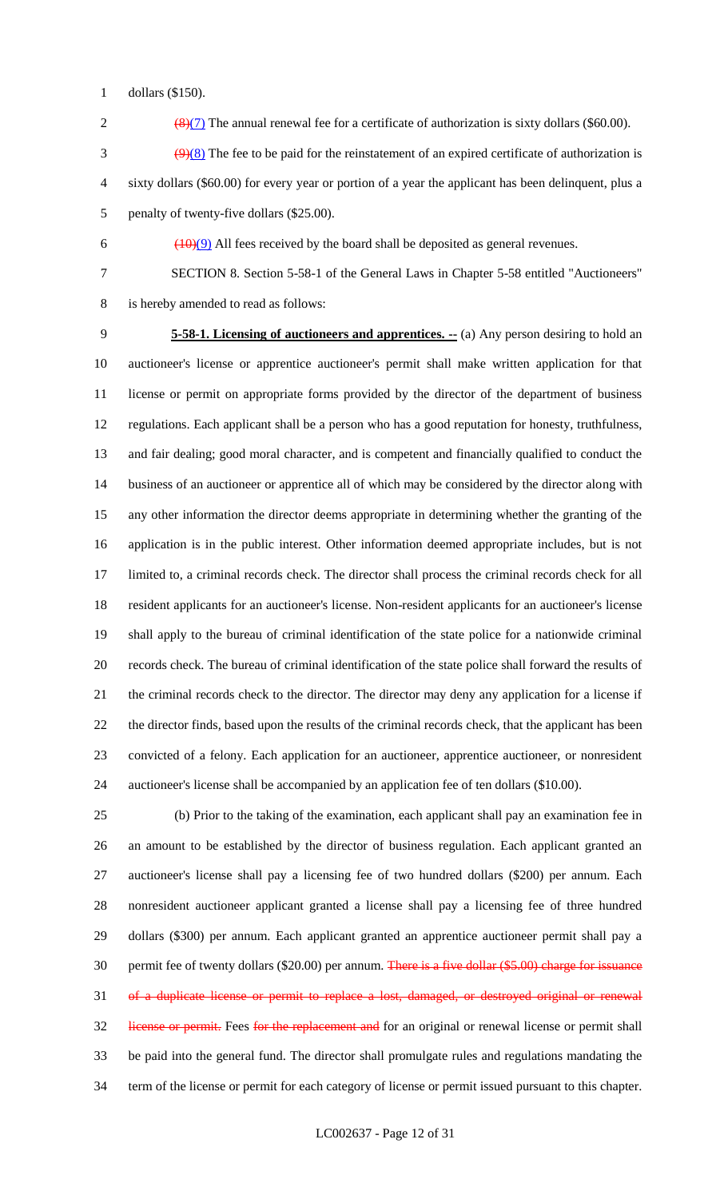dollars ($150).

~~(8)~~(7) The annual renewal fee for a certificate of authorization is sixty dollars ($60.00).

~~(9)~~(8) The fee to be paid for the reinstatement of an expired certificate of authorization is sixty dollars ($60.00) for every year or portion of a year the applicant has been delinquent, plus a penalty of twenty-five dollars ($25.00).

~~(10)~~(9) All fees received by the board shall be deposited as general revenues.

SECTION 8. Section 5-58-1 of the General Laws in Chapter 5-58 entitled "Auctioneers" is hereby amended to read as follows:

**5-58-1. Licensing of auctioneers and apprentices. --** (a) Any person desiring to hold an auctioneer's license or apprentice auctioneer's permit shall make written application for that license or permit on appropriate forms provided by the director of the department of business regulations. Each applicant shall be a person who has a good reputation for honesty, truthfulness, and fair dealing; good moral character, and is competent and financially qualified to conduct the business of an auctioneer or apprentice all of which may be considered by the director along with any other information the director deems appropriate in determining whether the granting of the application is in the public interest. Other information deemed appropriate includes, but is not limited to, a criminal records check. The director shall process the criminal records check for all resident applicants for an auctioneer's license. Non-resident applicants for an auctioneer's license shall apply to the bureau of criminal identification of the state police for a nationwide criminal records check. The bureau of criminal identification of the state police shall forward the results of the criminal records check to the director. The director may deny any application for a license if the director finds, based upon the results of the criminal records check, that the applicant has been convicted of a felony. Each application for an auctioneer, apprentice auctioneer, or nonresident auctioneer's license shall be accompanied by an application fee of ten dollars ($10.00).

(b) Prior to the taking of the examination, each applicant shall pay an examination fee in an amount to be established by the director of business regulation. Each applicant granted an auctioneer's license shall pay a licensing fee of two hundred dollars ($200) per annum. Each nonresident auctioneer applicant granted a license shall pay a licensing fee of three hundred dollars ($300) per annum. Each applicant granted an apprentice auctioneer permit shall pay a permit fee of twenty dollars ($20.00) per annum. ~~There is a five dollar ($5.00) charge for issuance of a duplicate license or permit to replace a lost, damaged, or destroyed original or renewal license or permit.~~ Fees ~~for the replacement and~~ for an original or renewal license or permit shall be paid into the general fund. The director shall promulgate rules and regulations mandating the term of the license or permit for each category of license or permit issued pursuant to this chapter.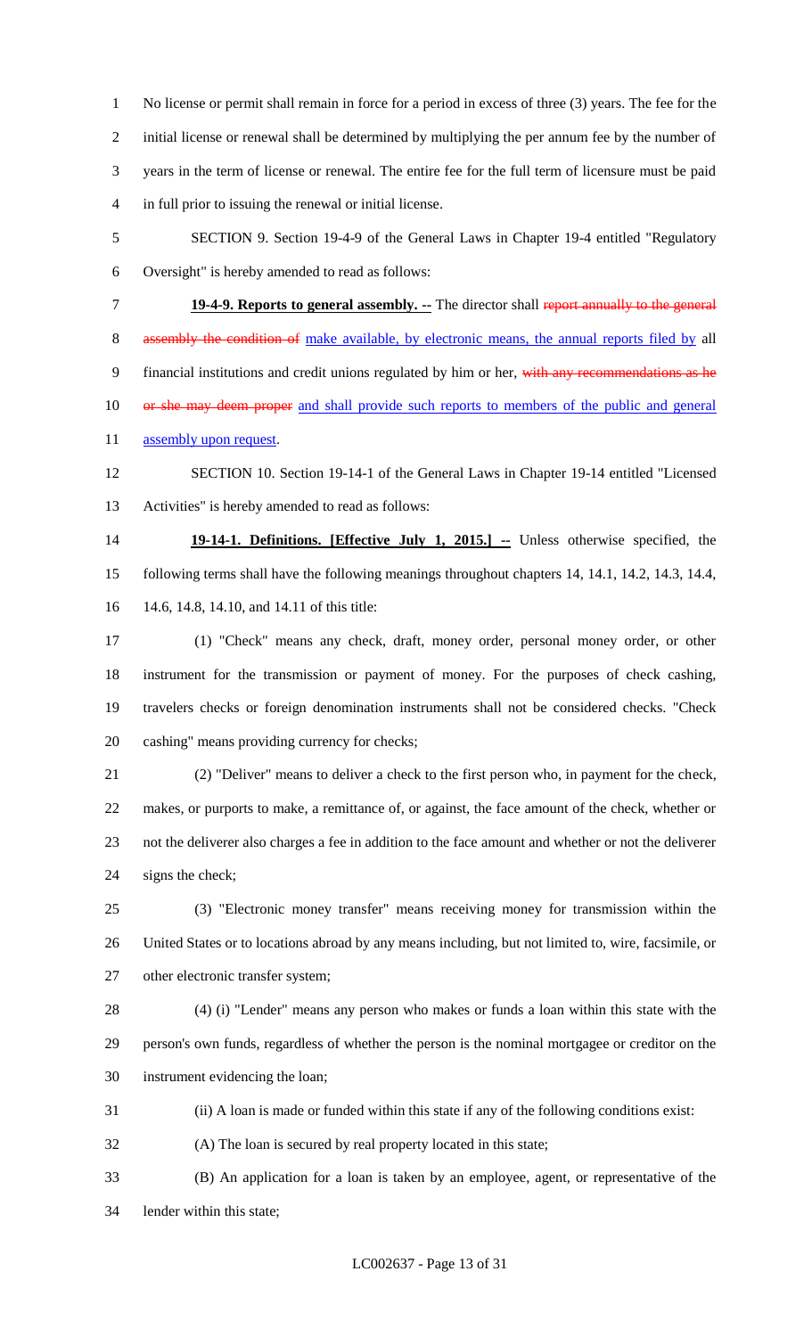No license or permit shall remain in force for a period in excess of three (3) years. The fee for the initial license or renewal shall be determined by multiplying the per annum fee by the number of years in the term of license or renewal. The entire fee for the full term of licensure must be paid in full prior to issuing the renewal or initial license.

SECTION 9. Section 19-4-9 of the General Laws in Chapter 19-4 entitled "Regulatory Oversight" is hereby amended to read as follows:

**19-4-9. Reports to general assembly. --** The director shall ~~report annually to the general assembly the condition of~~ make available, by electronic means, the annual reports filed by all financial institutions and credit unions regulated by him or her, ~~with any recommendations as he or she may deem proper~~ and shall provide such reports to members of the public and general assembly upon request.

SECTION 10. Section 19-14-1 of the General Laws in Chapter 19-14 entitled "Licensed Activities" is hereby amended to read as follows:

**19-14-1. Definitions. [Effective July 1, 2015.] --** Unless otherwise specified, the following terms shall have the following meanings throughout chapters 14, 14.1, 14.2, 14.3, 14.4, 14.6, 14.8, 14.10, and 14.11 of this title:

(1) "Check" means any check, draft, money order, personal money order, or other instrument for the transmission or payment of money. For the purposes of check cashing, travelers checks or foreign denomination instruments shall not be considered checks. "Check cashing" means providing currency for checks;

(2) "Deliver" means to deliver a check to the first person who, in payment for the check, makes, or purports to make, a remittance of, or against, the face amount of the check, whether or not the deliverer also charges a fee in addition to the face amount and whether or not the deliverer signs the check;

(3) "Electronic money transfer" means receiving money for transmission within the United States or to locations abroad by any means including, but not limited to, wire, facsimile, or other electronic transfer system;

(4) (i) "Lender" means any person who makes or funds a loan within this state with the person's own funds, regardless of whether the person is the nominal mortgagee or creditor on the instrument evidencing the loan;

(ii) A loan is made or funded within this state if any of the following conditions exist:

(A) The loan is secured by real property located in this state;

(B) An application for a loan is taken by an employee, agent, or representative of the lender within this state;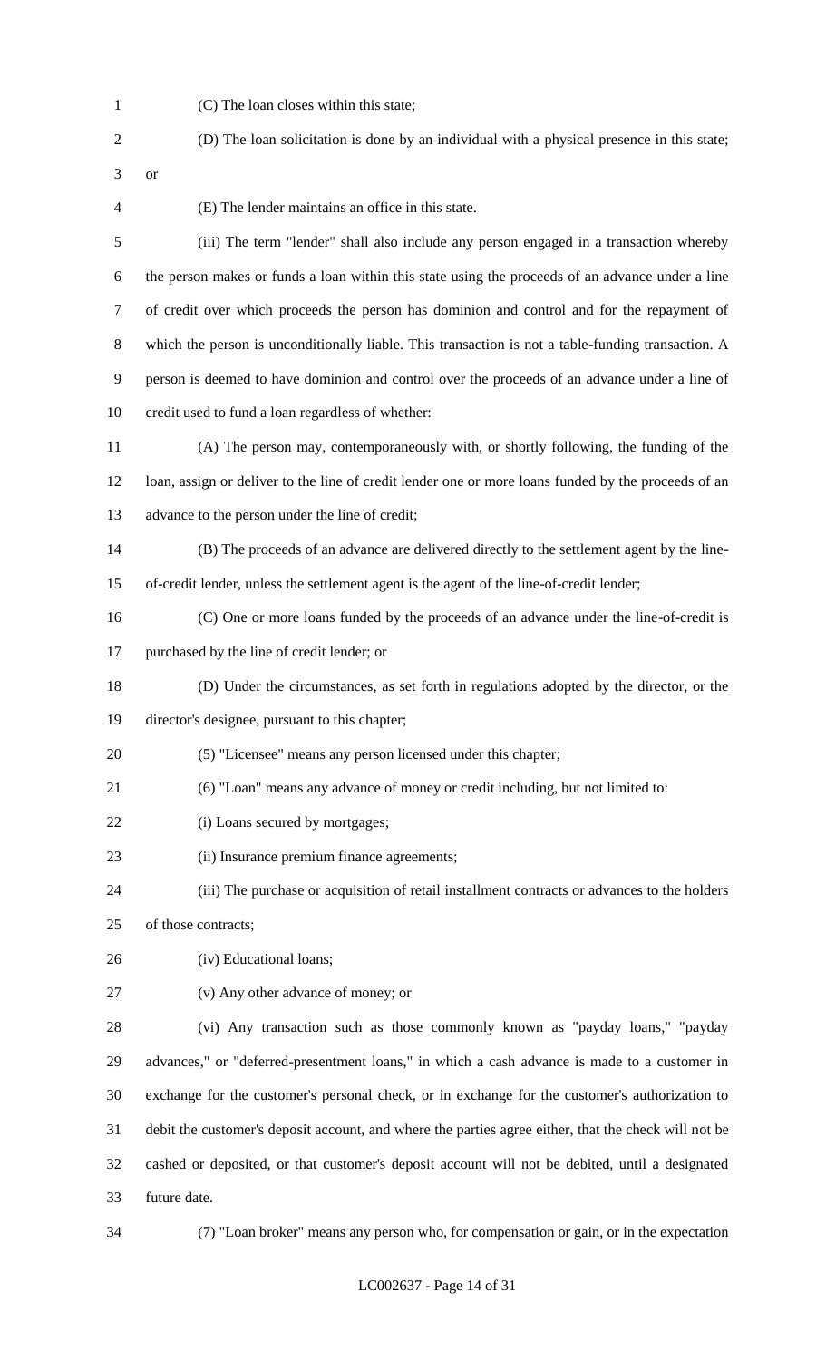(C) The loan closes within this state;

(D) The loan solicitation is done by an individual with a physical presence in this state; or

(E) The lender maintains an office in this state.

(iii) The term "lender" shall also include any person engaged in a transaction whereby the person makes or funds a loan within this state using the proceeds of an advance under a line of credit over which proceeds the person has dominion and control and for the repayment of which the person is unconditionally liable. This transaction is not a table-funding transaction. A person is deemed to have dominion and control over the proceeds of an advance under a line of credit used to fund a loan regardless of whether:

(A) The person may, contemporaneously with, or shortly following, the funding of the loan, assign or deliver to the line of credit lender one or more loans funded by the proceeds of an advance to the person under the line of credit;

(B) The proceeds of an advance are delivered directly to the settlement agent by the line-of-credit lender, unless the settlement agent is the agent of the line-of-credit lender;

(C) One or more loans funded by the proceeds of an advance under the line-of-credit is purchased by the line of credit lender; or

(D) Under the circumstances, as set forth in regulations adopted by the director, or the director's designee, pursuant to this chapter;

(5) "Licensee" means any person licensed under this chapter;

(6) "Loan" means any advance of money or credit including, but not limited to:

(i) Loans secured by mortgages;

(ii) Insurance premium finance agreements;

(iii) The purchase or acquisition of retail installment contracts or advances to the holders of those contracts;

(iv) Educational loans;

(v) Any other advance of money; or

(vi) Any transaction such as those commonly known as "payday loans," "payday advances," or "deferred-presentment loans," in which a cash advance is made to a customer in exchange for the customer's personal check, or in exchange for the customer's authorization to debit the customer's deposit account, and where the parties agree either, that the check will not be cashed or deposited, or that customer's deposit account will not be debited, until a designated future date.

(7) "Loan broker" means any person who, for compensation or gain, or in the expectation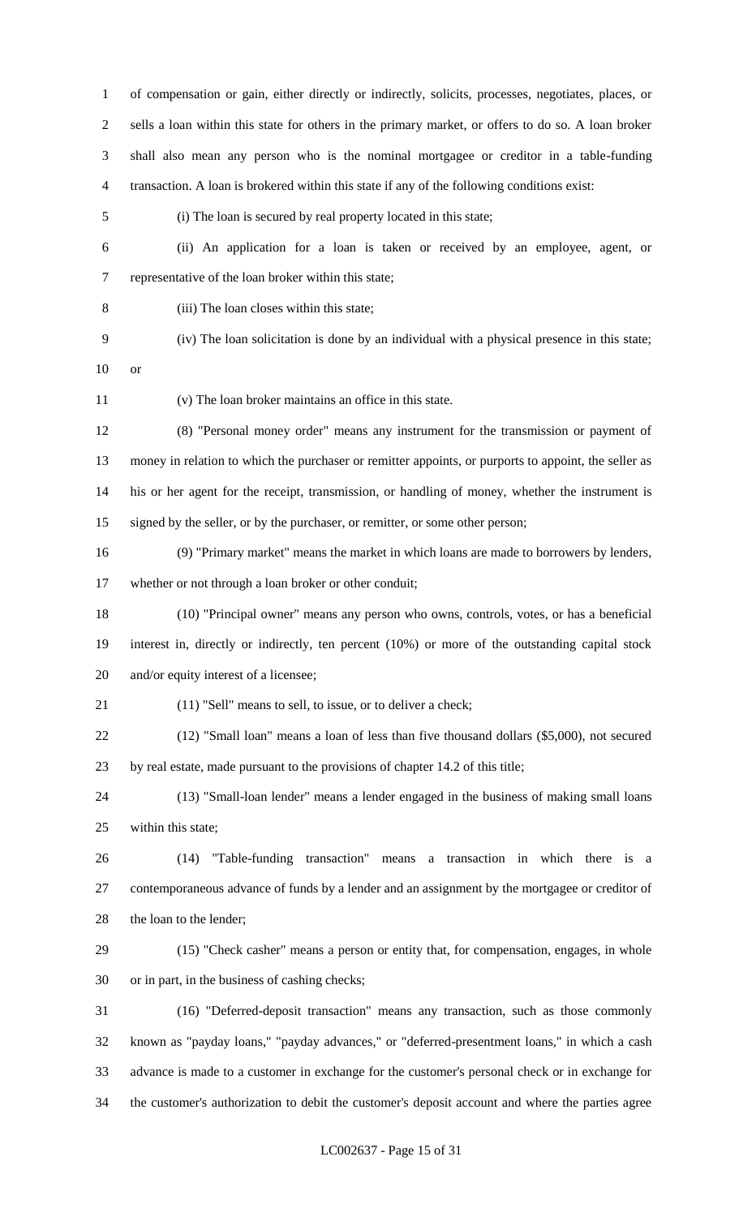of compensation or gain, either directly or indirectly, solicits, processes, negotiates, places, or sells a loan within this state for others in the primary market, or offers to do so. A loan broker shall also mean any person who is the nominal mortgagee or creditor in a table-funding transaction. A loan is brokered within this state if any of the following conditions exist:

(i) The loan is secured by real property located in this state;

(ii) An application for a loan is taken or received by an employee, agent, or representative of the loan broker within this state;

(iii) The loan closes within this state;

(iv) The loan solicitation is done by an individual with a physical presence in this state; or

(v) The loan broker maintains an office in this state.

(8) "Personal money order" means any instrument for the transmission or payment of money in relation to which the purchaser or remitter appoints, or purports to appoint, the seller as his or her agent for the receipt, transmission, or handling of money, whether the instrument is signed by the seller, or by the purchaser, or remitter, or some other person;

(9) "Primary market" means the market in which loans are made to borrowers by lenders, whether or not through a loan broker or other conduit;

(10) "Principal owner" means any person who owns, controls, votes, or has a beneficial interest in, directly or indirectly, ten percent (10%) or more of the outstanding capital stock and/or equity interest of a licensee;

(11) "Sell" means to sell, to issue, or to deliver a check;

(12) "Small loan" means a loan of less than five thousand dollars ($5,000), not secured by real estate, made pursuant to the provisions of chapter 14.2 of this title;

(13) "Small-loan lender" means a lender engaged in the business of making small loans within this state;

(14) "Table-funding transaction" means a transaction in which there is a contemporaneous advance of funds by a lender and an assignment by the mortgagee or creditor of the loan to the lender;

(15) "Check casher" means a person or entity that, for compensation, engages, in whole or in part, in the business of cashing checks;

(16) "Deferred-deposit transaction" means any transaction, such as those commonly known as "payday loans," "payday advances," or "deferred-presentment loans," in which a cash advance is made to a customer in exchange for the customer's personal check or in exchange for the customer's authorization to debit the customer's deposit account and where the parties agree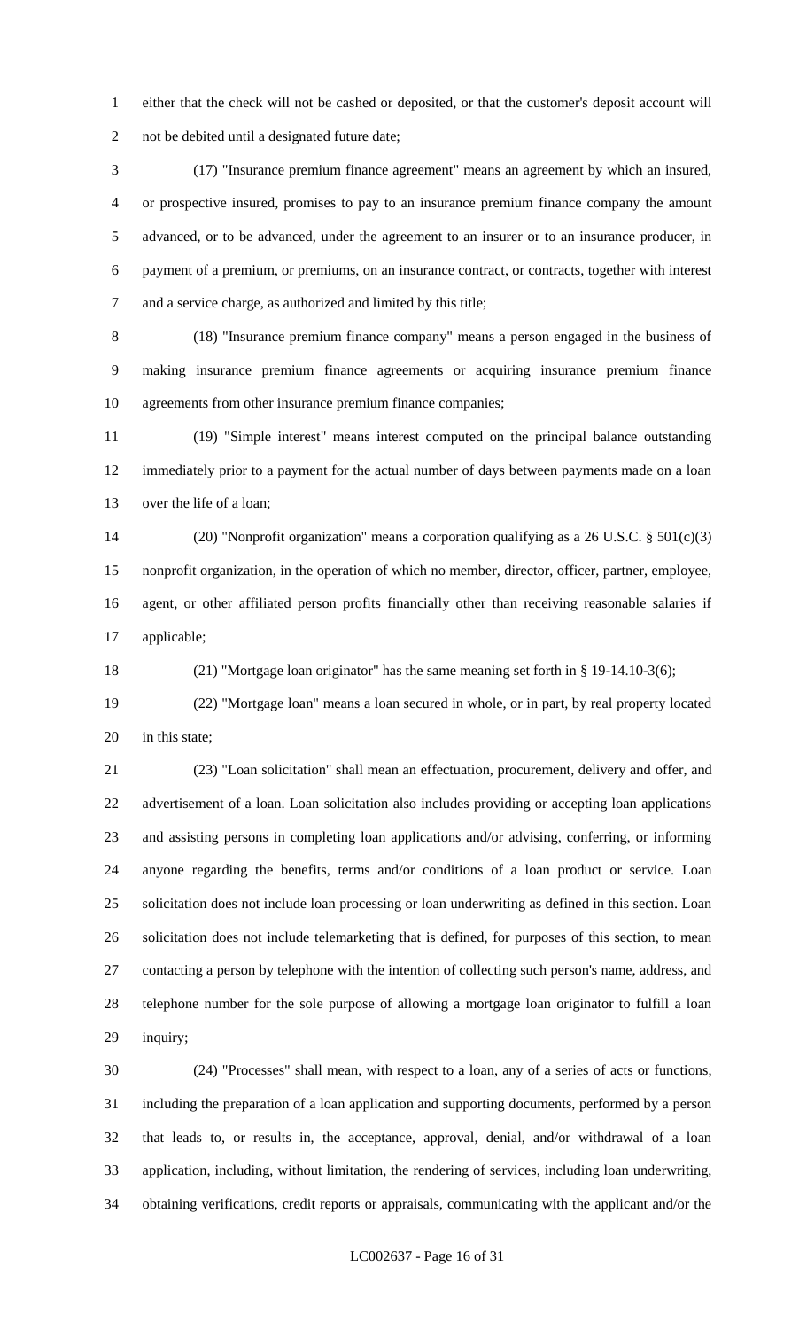either that the check will not be cashed or deposited, or that the customer's deposit account will not be debited until a designated future date;

(17) "Insurance premium finance agreement" means an agreement by which an insured, or prospective insured, promises to pay to an insurance premium finance company the amount advanced, or to be advanced, under the agreement to an insurer or to an insurance producer, in payment of a premium, or premiums, on an insurance contract, or contracts, together with interest and a service charge, as authorized and limited by this title;

(18) "Insurance premium finance company" means a person engaged in the business of making insurance premium finance agreements or acquiring insurance premium finance agreements from other insurance premium finance companies;

(19) "Simple interest" means interest computed on the principal balance outstanding immediately prior to a payment for the actual number of days between payments made on a loan over the life of a loan;

(20) "Nonprofit organization" means a corporation qualifying as a 26 U.S.C. § 501(c)(3) nonprofit organization, in the operation of which no member, director, officer, partner, employee, agent, or other affiliated person profits financially other than receiving reasonable salaries if applicable;

(21) "Mortgage loan originator" has the same meaning set forth in § 19-14.10-3(6);

(22) "Mortgage loan" means a loan secured in whole, or in part, by real property located in this state;

(23) "Loan solicitation" shall mean an effectuation, procurement, delivery and offer, and advertisement of a loan. Loan solicitation also includes providing or accepting loan applications and assisting persons in completing loan applications and/or advising, conferring, or informing anyone regarding the benefits, terms and/or conditions of a loan product or service. Loan solicitation does not include loan processing or loan underwriting as defined in this section. Loan solicitation does not include telemarketing that is defined, for purposes of this section, to mean contacting a person by telephone with the intention of collecting such person's name, address, and telephone number for the sole purpose of allowing a mortgage loan originator to fulfill a loan inquiry;

(24) "Processes" shall mean, with respect to a loan, any of a series of acts or functions, including the preparation of a loan application and supporting documents, performed by a person that leads to, or results in, the acceptance, approval, denial, and/or withdrawal of a loan application, including, without limitation, the rendering of services, including loan underwriting, obtaining verifications, credit reports or appraisals, communicating with the applicant and/or the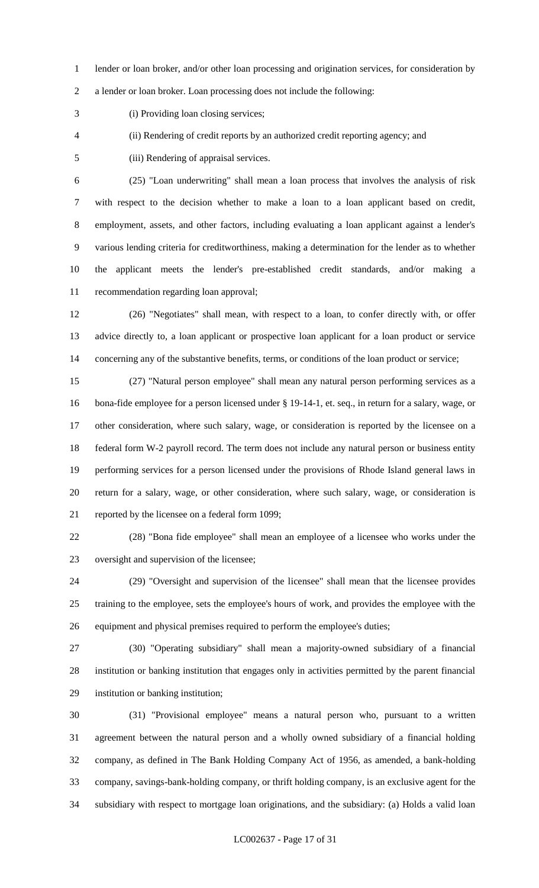lender or loan broker, and/or other loan processing and origination services, for consideration by a lender or loan broker. Loan processing does not include the following:

(i) Providing loan closing services;

(ii) Rendering of credit reports by an authorized credit reporting agency; and

(iii) Rendering of appraisal services.

(25) "Loan underwriting" shall mean a loan process that involves the analysis of risk with respect to the decision whether to make a loan to a loan applicant based on credit, employment, assets, and other factors, including evaluating a loan applicant against a lender's various lending criteria for creditworthiness, making a determination for the lender as to whether the applicant meets the lender's pre-established credit standards, and/or making a recommendation regarding loan approval;

(26) "Negotiates" shall mean, with respect to a loan, to confer directly with, or offer advice directly to, a loan applicant or prospective loan applicant for a loan product or service concerning any of the substantive benefits, terms, or conditions of the loan product or service;

(27) "Natural person employee" shall mean any natural person performing services as a bona-fide employee for a person licensed under § 19-14-1, et. seq., in return for a salary, wage, or other consideration, where such salary, wage, or consideration is reported by the licensee on a federal form W-2 payroll record. The term does not include any natural person or business entity performing services for a person licensed under the provisions of Rhode Island general laws in return for a salary, wage, or other consideration, where such salary, wage, or consideration is reported by the licensee on a federal form 1099;

(28) "Bona fide employee" shall mean an employee of a licensee who works under the oversight and supervision of the licensee;

(29) "Oversight and supervision of the licensee" shall mean that the licensee provides training to the employee, sets the employee's hours of work, and provides the employee with the equipment and physical premises required to perform the employee's duties;

(30) "Operating subsidiary" shall mean a majority-owned subsidiary of a financial institution or banking institution that engages only in activities permitted by the parent financial institution or banking institution;

(31) "Provisional employee" means a natural person who, pursuant to a written agreement between the natural person and a wholly owned subsidiary of a financial holding company, as defined in The Bank Holding Company Act of 1956, as amended, a bank-holding company, savings-bank-holding company, or thrift holding company, is an exclusive agent for the subsidiary with respect to mortgage loan originations, and the subsidiary: (a) Holds a valid loan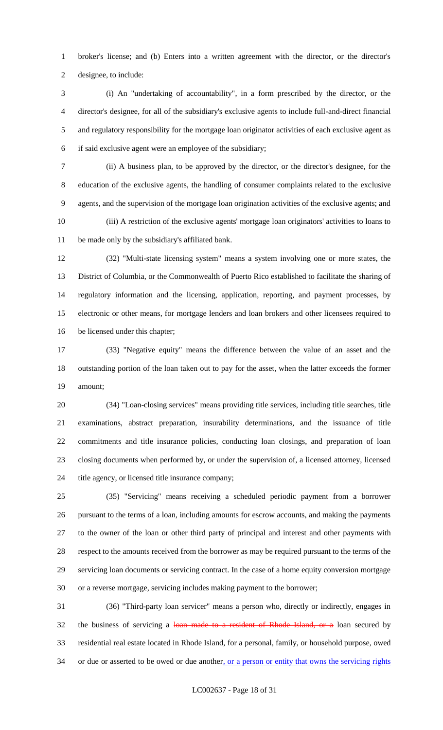broker's license; and (b) Enters into a written agreement with the director, or the director's designee, to include:

(i) An "undertaking of accountability", in a form prescribed by the director, or the director's designee, for all of the subsidiary's exclusive agents to include full-and-direct financial and regulatory responsibility for the mortgage loan originator activities of each exclusive agent as if said exclusive agent were an employee of the subsidiary;

(ii) A business plan, to be approved by the director, or the director's designee, for the education of the exclusive agents, the handling of consumer complaints related to the exclusive agents, and the supervision of the mortgage loan origination activities of the exclusive agents; and

(iii) A restriction of the exclusive agents' mortgage loan originators' activities to loans to be made only by the subsidiary's affiliated bank.

(32) "Multi-state licensing system" means a system involving one or more states, the District of Columbia, or the Commonwealth of Puerto Rico established to facilitate the sharing of regulatory information and the licensing, application, reporting, and payment processes, by electronic or other means, for mortgage lenders and loan brokers and other licensees required to be licensed under this chapter;

(33) "Negative equity" means the difference between the value of an asset and the outstanding portion of the loan taken out to pay for the asset, when the latter exceeds the former amount;

(34) "Loan-closing services" means providing title services, including title searches, title examinations, abstract preparation, insurability determinations, and the issuance of title commitments and title insurance policies, conducting loan closings, and preparation of loan closing documents when performed by, or under the supervision of, a licensed attorney, licensed title agency, or licensed title insurance company;

(35) "Servicing" means receiving a scheduled periodic payment from a borrower pursuant to the terms of a loan, including amounts for escrow accounts, and making the payments to the owner of the loan or other third party of principal and interest and other payments with respect to the amounts received from the borrower as may be required pursuant to the terms of the servicing loan documents or servicing contract. In the case of a home equity conversion mortgage or a reverse mortgage, servicing includes making payment to the borrower;

(36) "Third-party loan servicer" means a person who, directly or indirectly, engages in the business of servicing a ~~loan made to a resident of Rhode Island, or a~~ loan secured by residential real estate located in Rhode Island, for a personal, family, or household purpose, owed or due or asserted to be owed or due another, or a person or entity that owns the servicing rights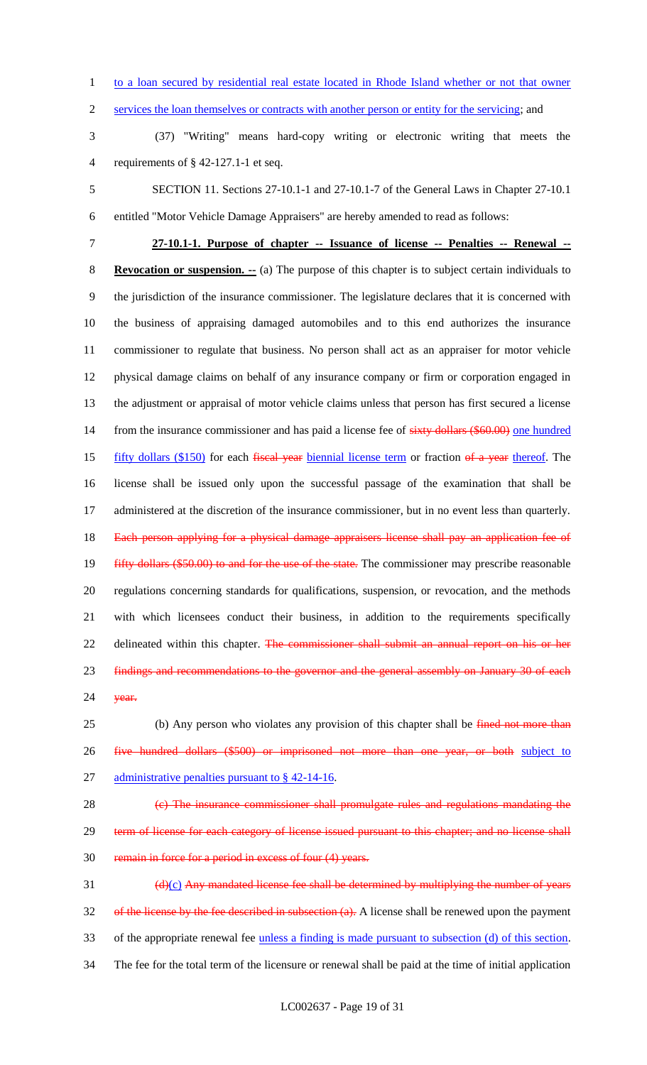to a loan secured by residential real estate located in Rhode Island whether or not that owner services the loan themselves or contracts with another person or entity for the servicing; and

(37) "Writing" means hard-copy writing or electronic writing that meets the requirements of § 42-127.1-1 et seq.

SECTION 11. Sections 27-10.1-1 and 27-10.1-7 of the General Laws in Chapter 27-10.1 entitled "Motor Vehicle Damage Appraisers" are hereby amended to read as follows:

**27-10.1-1. Purpose of chapter -- Issuance of license -- Penalties -- Renewal -- Revocation or suspension. --** (a) The purpose of this chapter is to subject certain individuals to the jurisdiction of the insurance commissioner. The legislature declares that it is concerned with the business of appraising damaged automobiles and to this end authorizes the insurance commissioner to regulate that business. No person shall act as an appraiser for motor vehicle physical damage claims on behalf of any insurance company or firm or corporation engaged in the adjustment or appraisal of motor vehicle claims unless that person has first secured a license from the insurance commissioner and has paid a license fee of ~~sixty dollars ($60.00)~~ one hundred fifty dollars ($150) for each ~~fiscal year~~ biennial license term or fraction ~~of a year~~ thereof. The license shall be issued only upon the successful passage of the examination that shall be administered at the discretion of the insurance commissioner, but in no event less than quarterly. ~~Each person applying for a physical damage appraisers license shall pay an application fee of fifty dollars ($50.00) to and for the use of the state.~~ The commissioner may prescribe reasonable regulations concerning standards for qualifications, suspension, or revocation, and the methods with which licensees conduct their business, in addition to the requirements specifically delineated within this chapter. ~~The commissioner shall submit an annual report on his or her findings and recommendations to the governor and the general assembly on January 30 of each year.~~

(b) Any person who violates any provision of this chapter shall be ~~fined not more than five hundred dollars ($500) or imprisoned not more than one year, or both~~ subject to administrative penalties pursuant to § 42-14-16.

~~(c) The insurance commissioner shall promulgate rules and regulations mandating the term of license for each category of license issued pursuant to this chapter; and no license shall remain in force for a period in excess of four (4) years.~~

~~(d)~~(c) ~~Any mandated license fee shall be determined by multiplying the number of years of the license by the fee described in subsection (a).~~ A license shall be renewed upon the payment of the appropriate renewal fee unless a finding is made pursuant to subsection (d) of this section. The fee for the total term of the licensure or renewal shall be paid at the time of initial application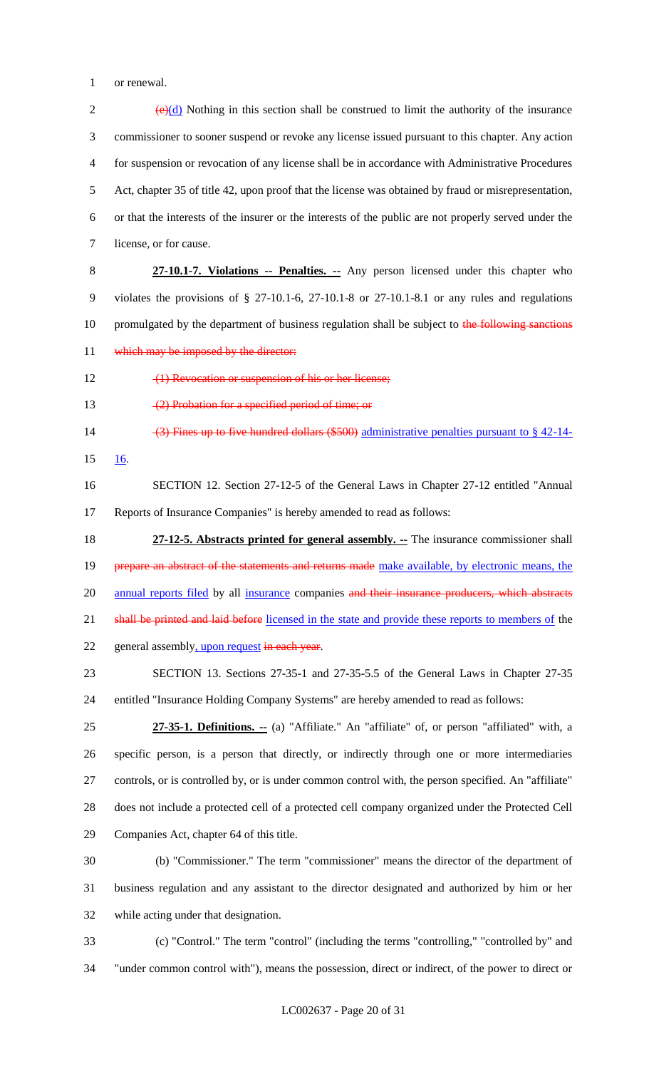or renewal.

~~(e)~~(d) Nothing in this section shall be construed to limit the authority of the insurance commissioner to sooner suspend or revoke any license issued pursuant to this chapter. Any action for suspension or revocation of any license shall be in accordance with Administrative Procedures Act, chapter 35 of title 42, upon proof that the license was obtained by fraud or misrepresentation, or that the interests of the insurer or the interests of the public are not properly served under the license, or for cause.

**27-10.1-7. Violations -- Penalties. --** Any person licensed under this chapter who violates the provisions of § 27-10.1-6, 27-10.1-8 or 27-10.1-8.1 or any rules and regulations promulgated by the department of business regulation shall be subject to ~~the following sanctions which may be imposed by the director:~~

~~(1) Revocation or suspension of his or her license;~~

~~(2) Probation for a specified period of time; or~~

~~(3) Fines up to five hundred dollars ($500)~~ administrative penalties pursuant to § 42-14-16.

SECTION 12. Section 27-12-5 of the General Laws in Chapter 27-12 entitled "Annual Reports of Insurance Companies" is hereby amended to read as follows:

**27-12-5. Abstracts printed for general assembly. --** The insurance commissioner shall ~~prepare an abstract of the statements and returns made~~ make available, by electronic means, the annual reports filed by all insurance companies ~~and their insurance producers, which abstracts shall be printed and laid before~~ licensed in the state and provide these reports to members of the general assembly, upon request ~~in each year~~.

SECTION 13. Sections 27-35-1 and 27-35-5.5 of the General Laws in Chapter 27-35 entitled "Insurance Holding Company Systems" are hereby amended to read as follows:

**27-35-1. Definitions. --** (a) "Affiliate." An "affiliate" of, or person "affiliated" with, a specific person, is a person that directly, or indirectly through one or more intermediaries controls, or is controlled by, or is under common control with, the person specified. An "affiliate" does not include a protected cell of a protected cell company organized under the Protected Cell Companies Act, chapter 64 of this title.

(b) "Commissioner." The term "commissioner" means the director of the department of business regulation and any assistant to the director designated and authorized by him or her while acting under that designation.

(c) "Control." The term "control" (including the terms "controlling," "controlled by" and "under common control with"), means the possession, direct or indirect, of the power to direct or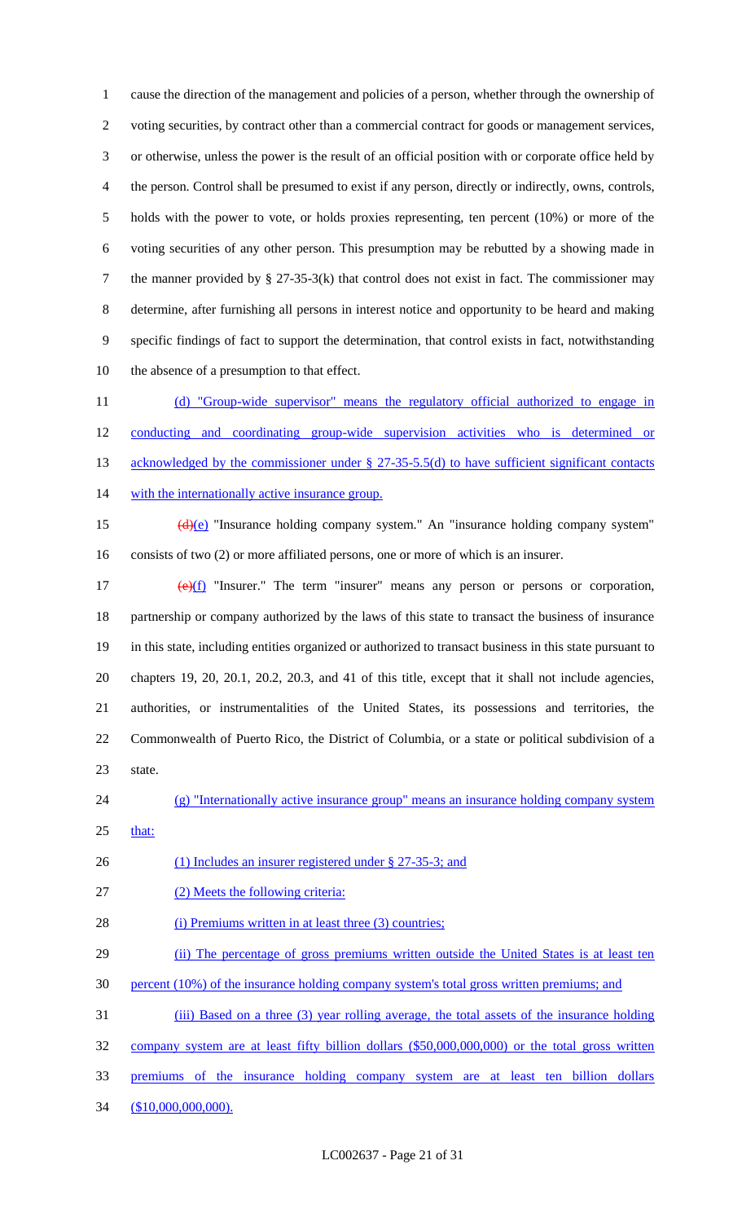cause the direction of the management and policies of a person, whether through the ownership of voting securities, by contract other than a commercial contract for goods or management services, or otherwise, unless the power is the result of an official position with or corporate office held by the person. Control shall be presumed to exist if any person, directly or indirectly, owns, controls, holds with the power to vote, or holds proxies representing, ten percent (10%) or more of the voting securities of any other person. This presumption may be rebutted by a showing made in the manner provided by § 27-35-3(k) that control does not exist in fact. The commissioner may determine, after furnishing all persons in interest notice and opportunity to be heard and making specific findings of fact to support the determination, that control exists in fact, notwithstanding the absence of a presumption to that effect.

(d) "Group-wide supervisor" means the regulatory official authorized to engage in conducting and coordinating group-wide supervision activities who is determined or acknowledged by the commissioner under § 27-35-5.5(d) to have sufficient significant contacts with the internationally active insurance group.

~~(d)~~(e) "Insurance holding company system." An "insurance holding company system" consists of two (2) or more affiliated persons, one or more of which is an insurer.

~~(e)~~(f) "Insurer." The term "insurer" means any person or persons or corporation, partnership or company authorized by the laws of this state to transact the business of insurance in this state, including entities organized or authorized to transact business in this state pursuant to chapters 19, 20, 20.1, 20.2, 20.3, and 41 of this title, except that it shall not include agencies, authorities, or instrumentalities of the United States, its possessions and territories, the Commonwealth of Puerto Rico, the District of Columbia, or a state or political subdivision of a state.

(g) "Internationally active insurance group" means an insurance holding company system that:

(1) Includes an insurer registered under § 27-35-3; and

(2) Meets the following criteria:

(i) Premiums written in at least three (3) countries;

(ii) The percentage of gross premiums written outside the United States is at least ten percent (10%) of the insurance holding company system's total gross written premiums; and

(iii) Based on a three (3) year rolling average, the total assets of the insurance holding company system are at least fifty billion dollars ($50,000,000,000) or the total gross written premiums of the insurance holding company system are at least ten billion dollars ($10,000,000,000).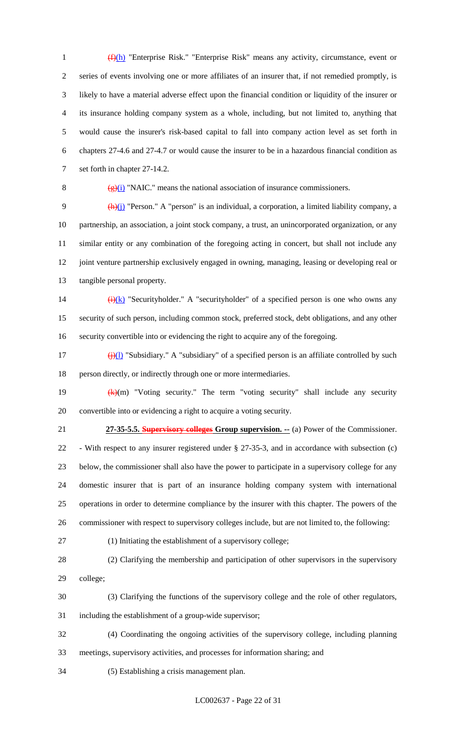(f)(h) "Enterprise Risk." "Enterprise Risk" means any activity, circumstance, event or series of events involving one or more affiliates of an insurer that, if not remedied promptly, is likely to have a material adverse effect upon the financial condition or liquidity of the insurer or its insurance holding company system as a whole, including, but not limited to, anything that would cause the insurer's risk-based capital to fall into company action level as set forth in chapters 27-4.6 and 27-4.7 or would cause the insurer to be in a hazardous financial condition as set forth in chapter 27-14.2.

(g)(i) "NAIC." means the national association of insurance commissioners.

(h)(j) "Person." A "person" is an individual, a corporation, a limited liability company, a partnership, an association, a joint stock company, a trust, an unincorporated organization, or any similar entity or any combination of the foregoing acting in concert, but shall not include any joint venture partnership exclusively engaged in owning, managing, leasing or developing real or tangible personal property.

(i)(k) "Securityholder." A "securityholder" of a specified person is one who owns any security of such person, including common stock, preferred stock, debt obligations, and any other security convertible into or evidencing the right to acquire any of the foregoing.

(j)(l) "Subsidiary." A "subsidiary" of a specified person is an affiliate controlled by such person directly, or indirectly through one or more intermediaries.

(k)(m) "Voting security." The term "voting security" shall include any security convertible into or evidencing a right to acquire a voting security.

**27-35-5.5. ~~Supervisory colleges~~ Group supervision. --** (a) Power of the Commissioner. - With respect to any insurer registered under § 27-35-3, and in accordance with subsection (c) below, the commissioner shall also have the power to participate in a supervisory college for any domestic insurer that is part of an insurance holding company system with international operations in order to determine compliance by the insurer with this chapter. The powers of the commissioner with respect to supervisory colleges include, but are not limited to, the following:

(1) Initiating the establishment of a supervisory college;

(2) Clarifying the membership and participation of other supervisors in the supervisory college;

(3) Clarifying the functions of the supervisory college and the role of other regulators, including the establishment of a group-wide supervisor;

(4) Coordinating the ongoing activities of the supervisory college, including planning meetings, supervisory activities, and processes for information sharing; and

(5) Establishing a crisis management plan.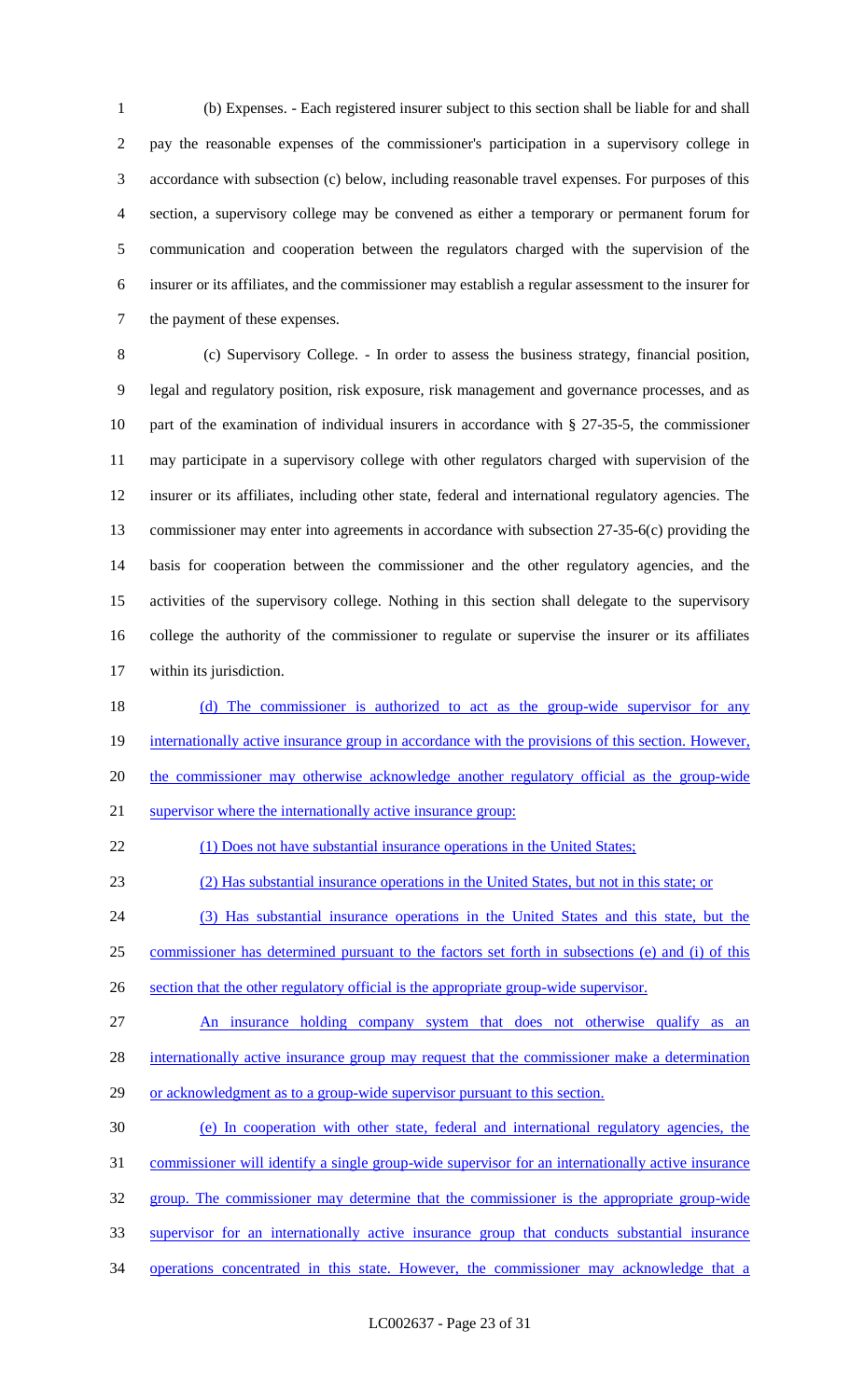(b) Expenses. - Each registered insurer subject to this section shall be liable for and shall pay the reasonable expenses of the commissioner's participation in a supervisory college in accordance with subsection (c) below, including reasonable travel expenses. For purposes of this section, a supervisory college may be convened as either a temporary or permanent forum for communication and cooperation between the regulators charged with the supervision of the insurer or its affiliates, and the commissioner may establish a regular assessment to the insurer for the payment of these expenses.

(c) Supervisory College. - In order to assess the business strategy, financial position, legal and regulatory position, risk exposure, risk management and governance processes, and as part of the examination of individual insurers in accordance with § 27-35-5, the commissioner may participate in a supervisory college with other regulators charged with supervision of the insurer or its affiliates, including other state, federal and international regulatory agencies. The commissioner may enter into agreements in accordance with subsection 27-35-6(c) providing the basis for cooperation between the commissioner and the other regulatory agencies, and the activities of the supervisory college. Nothing in this section shall delegate to the supervisory college the authority of the commissioner to regulate or supervise the insurer or its affiliates within its jurisdiction.

<u>(d) The commissioner is authorized to act as the group-wide supervisor for any internationally active insurance group in accordance with the provisions of this section. However, the commissioner may otherwise acknowledge another regulatory official as the group-wide supervisor where the internationally active insurance group:</u>

<u>(1) Does not have substantial insurance operations in the United States;</u>

<u>(2) Has substantial insurance operations in the United States, but not in this state; or</u>

<u>(3) Has substantial insurance operations in the United States and this state, but the commissioner has determined pursuant to the factors set forth in subsections (e) and (i) of this section that the other regulatory official is the appropriate group-wide supervisor.</u>

<u>An insurance holding company system that does not otherwise qualify as an internationally active insurance group may request that the commissioner make a determination or acknowledgment as to a group-wide supervisor pursuant to this section.</u>

<u>(e) In cooperation with other state, federal and international regulatory agencies, the commissioner will identify a single group-wide supervisor for an internationally active insurance group. The commissioner may determine that the commissioner is the appropriate group-wide supervisor for an internationally active insurance group that conducts substantial insurance operations concentrated in this state. However, the commissioner may acknowledge that a</u>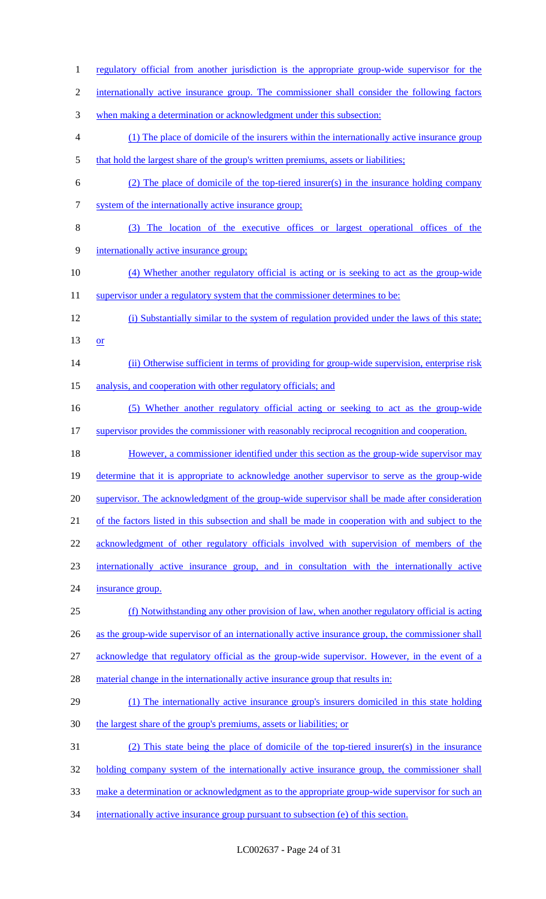regulatory official from another jurisdiction is the appropriate group-wide supervisor for the internationally active insurance group. The commissioner shall consider the following factors when making a determination or acknowledgment under this subsection:

(1) The place of domicile of the insurers within the internationally active insurance group that hold the largest share of the group's written premiums, assets or liabilities;

(2) The place of domicile of the top-tiered insurer(s) in the insurance holding company system of the internationally active insurance group;

(3) The location of the executive offices or largest operational offices of the internationally active insurance group;

(4) Whether another regulatory official is acting or is seeking to act as the group-wide supervisor under a regulatory system that the commissioner determines to be:

(i) Substantially similar to the system of regulation provided under the laws of this state; or

(ii) Otherwise sufficient in terms of providing for group-wide supervision, enterprise risk analysis, and cooperation with other regulatory officials; and

(5) Whether another regulatory official acting or seeking to act as the group-wide supervisor provides the commissioner with reasonably reciprocal recognition and cooperation.

However, a commissioner identified under this section as the group-wide supervisor may determine that it is appropriate to acknowledge another supervisor to serve as the group-wide supervisor. The acknowledgment of the group-wide supervisor shall be made after consideration of the factors listed in this subsection and shall be made in cooperation with and subject to the acknowledgment of other regulatory officials involved with supervision of members of the internationally active insurance group, and in consultation with the internationally active insurance group.

(f) Notwithstanding any other provision of law, when another regulatory official is acting as the group-wide supervisor of an internationally active insurance group, the commissioner shall acknowledge that regulatory official as the group-wide supervisor. However, in the event of a material change in the internationally active insurance group that results in:

(1) The internationally active insurance group's insurers domiciled in this state holding the largest share of the group's premiums, assets or liabilities; or

(2) This state being the place of domicile of the top-tiered insurer(s) in the insurance holding company system of the internationally active insurance group, the commissioner shall make a determination or acknowledgment as to the appropriate group-wide supervisor for such an internationally active insurance group pursuant to subsection (e) of this section.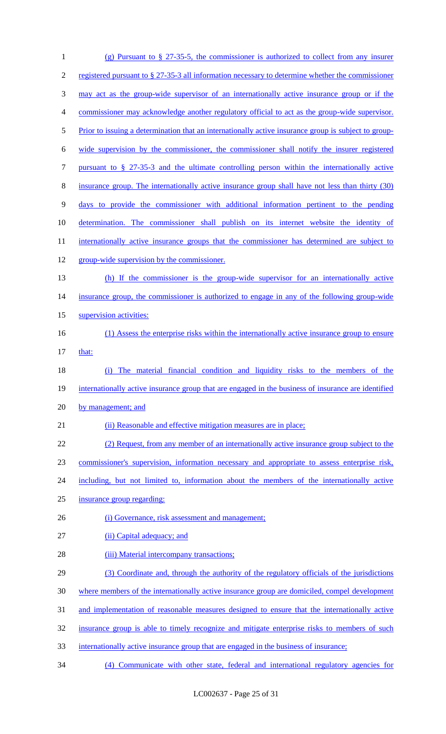(g) Pursuant to § 27-35-5, the commissioner is authorized to collect from any insurer registered pursuant to § 27-35-3 all information necessary to determine whether the commissioner may act as the group-wide supervisor of an internationally active insurance group or if the commissioner may acknowledge another regulatory official to act as the group-wide supervisor. Prior to issuing a determination that an internationally active insurance group is subject to group-wide supervision by the commissioner, the commissioner shall notify the insurer registered pursuant to § 27-35-3 and the ultimate controlling person within the internationally active insurance group. The internationally active insurance group shall have not less than thirty (30) days to provide the commissioner with additional information pertinent to the pending determination. The commissioner shall publish on its internet website the identity of internationally active insurance groups that the commissioner has determined are subject to group-wide supervision by the commissioner.

(h) If the commissioner is the group-wide supervisor for an internationally active insurance group, the commissioner is authorized to engage in any of the following group-wide supervision activities:

(1) Assess the enterprise risks within the internationally active insurance group to ensure that:

(i) The material financial condition and liquidity risks to the members of the internationally active insurance group that are engaged in the business of insurance are identified by management; and

(ii) Reasonable and effective mitigation measures are in place;

(2) Request, from any member of an internationally active insurance group subject to the commissioner's supervision, information necessary and appropriate to assess enterprise risk, including, but not limited to, information about the members of the internationally active insurance group regarding:

(i) Governance, risk assessment and management;

(ii) Capital adequacy; and

(iii) Material intercompany transactions;

(3) Coordinate and, through the authority of the regulatory officials of the jurisdictions where members of the internationally active insurance group are domiciled, compel development and implementation of reasonable measures designed to ensure that the internationally active insurance group is able to timely recognize and mitigate enterprise risks to members of such internationally active insurance group that are engaged in the business of insurance;

(4) Communicate with other state, federal and international regulatory agencies for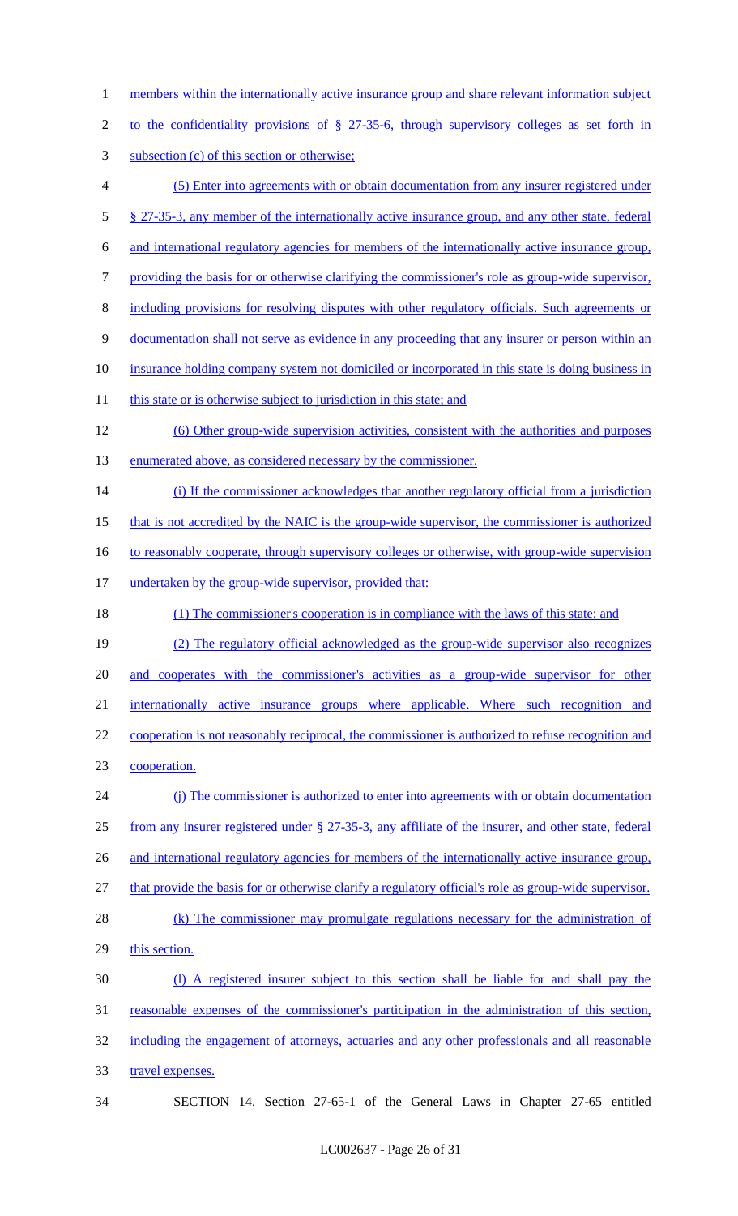members within the internationally active insurance group and share relevant information subject to the confidentiality provisions of § 27-35-6, through supervisory colleges as set forth in subsection (c) of this section or otherwise;

(5) Enter into agreements with or obtain documentation from any insurer registered under § 27-35-3, any member of the internationally active insurance group, and any other state, federal and international regulatory agencies for members of the internationally active insurance group, providing the basis for or otherwise clarifying the commissioner's role as group-wide supervisor, including provisions for resolving disputes with other regulatory officials. Such agreements or documentation shall not serve as evidence in any proceeding that any insurer or person within an insurance holding company system not domiciled or incorporated in this state is doing business in this state or is otherwise subject to jurisdiction in this state; and

(6) Other group-wide supervision activities, consistent with the authorities and purposes enumerated above, as considered necessary by the commissioner.

(i) If the commissioner acknowledges that another regulatory official from a jurisdiction that is not accredited by the NAIC is the group-wide supervisor, the commissioner is authorized to reasonably cooperate, through supervisory colleges or otherwise, with group-wide supervision undertaken by the group-wide supervisor, provided that:

(1) The commissioner's cooperation is in compliance with the laws of this state; and

(2) The regulatory official acknowledged as the group-wide supervisor also recognizes and cooperates with the commissioner's activities as a group-wide supervisor for other internationally active insurance groups where applicable. Where such recognition and cooperation is not reasonably reciprocal, the commissioner is authorized to refuse recognition and cooperation.

(j) The commissioner is authorized to enter into agreements with or obtain documentation from any insurer registered under § 27-35-3, any affiliate of the insurer, and other state, federal and international regulatory agencies for members of the internationally active insurance group, that provide the basis for or otherwise clarify a regulatory official's role as group-wide supervisor.

(k) The commissioner may promulgate regulations necessary for the administration of this section.

(l) A registered insurer subject to this section shall be liable for and shall pay the reasonable expenses of the commissioner's participation in the administration of this section, including the engagement of attorneys, actuaries and any other professionals and all reasonable travel expenses.

SECTION 14. Section 27-65-1 of the General Laws in Chapter 27-65 entitled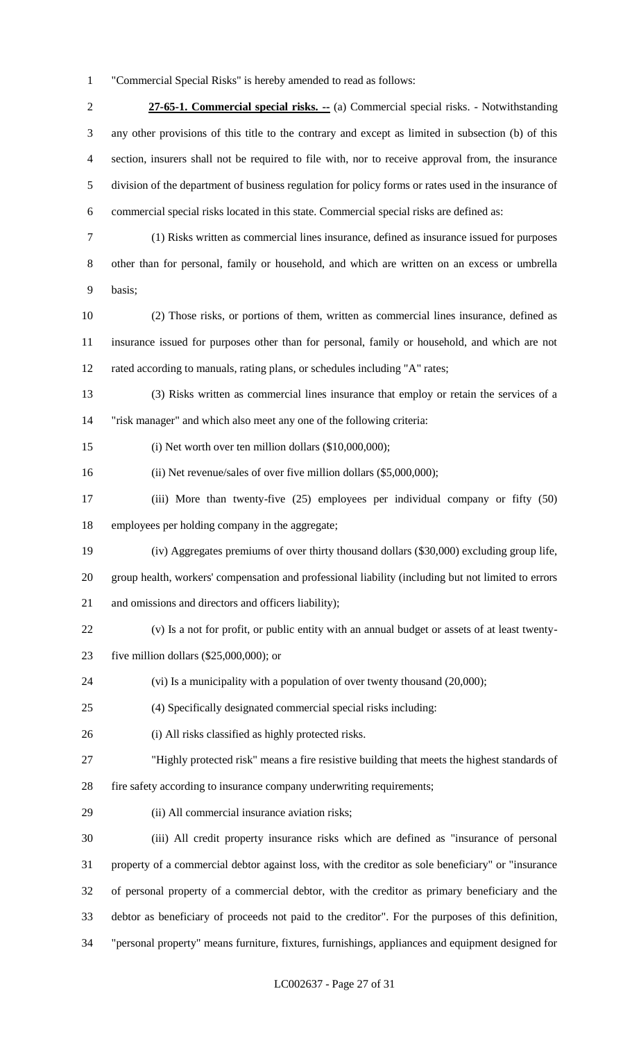"Commercial Special Risks" is hereby amended to read as follows:

**27-65-1. Commercial special risks. --** (a) Commercial special risks. - Notwithstanding any other provisions of this title to the contrary and except as limited in subsection (b) of this section, insurers shall not be required to file with, nor to receive approval from, the insurance division of the department of business regulation for policy forms or rates used in the insurance of commercial special risks located in this state. Commercial special risks are defined as:

(1) Risks written as commercial lines insurance, defined as insurance issued for purposes other than for personal, family or household, and which are written on an excess or umbrella basis;

(2) Those risks, or portions of them, written as commercial lines insurance, defined as insurance issued for purposes other than for personal, family or household, and which are not rated according to manuals, rating plans, or schedules including "A" rates;

(3) Risks written as commercial lines insurance that employ or retain the services of a "risk manager" and which also meet any one of the following criteria:

(i) Net worth over ten million dollars ($10,000,000);

(ii) Net revenue/sales of over five million dollars ($5,000,000);

(iii) More than twenty-five (25) employees per individual company or fifty (50) employees per holding company in the aggregate;

(iv) Aggregates premiums of over thirty thousand dollars ($30,000) excluding group life, group health, workers' compensation and professional liability (including but not limited to errors and omissions and directors and officers liability);

(v) Is a not for profit, or public entity with an annual budget or assets of at least twenty-five million dollars ($25,000,000); or

(vi) Is a municipality with a population of over twenty thousand (20,000);

(4) Specifically designated commercial special risks including:

(i) All risks classified as highly protected risks.

"Highly protected risk" means a fire resistive building that meets the highest standards of fire safety according to insurance company underwriting requirements;

(ii) All commercial insurance aviation risks;

(iii) All credit property insurance risks which are defined as "insurance of personal property of a commercial debtor against loss, with the creditor as sole beneficiary" or "insurance of personal property of a commercial debtor, with the creditor as primary beneficiary and the debtor as beneficiary of proceeds not paid to the creditor". For the purposes of this definition, "personal property" means furniture, fixtures, furnishings, appliances and equipment designed for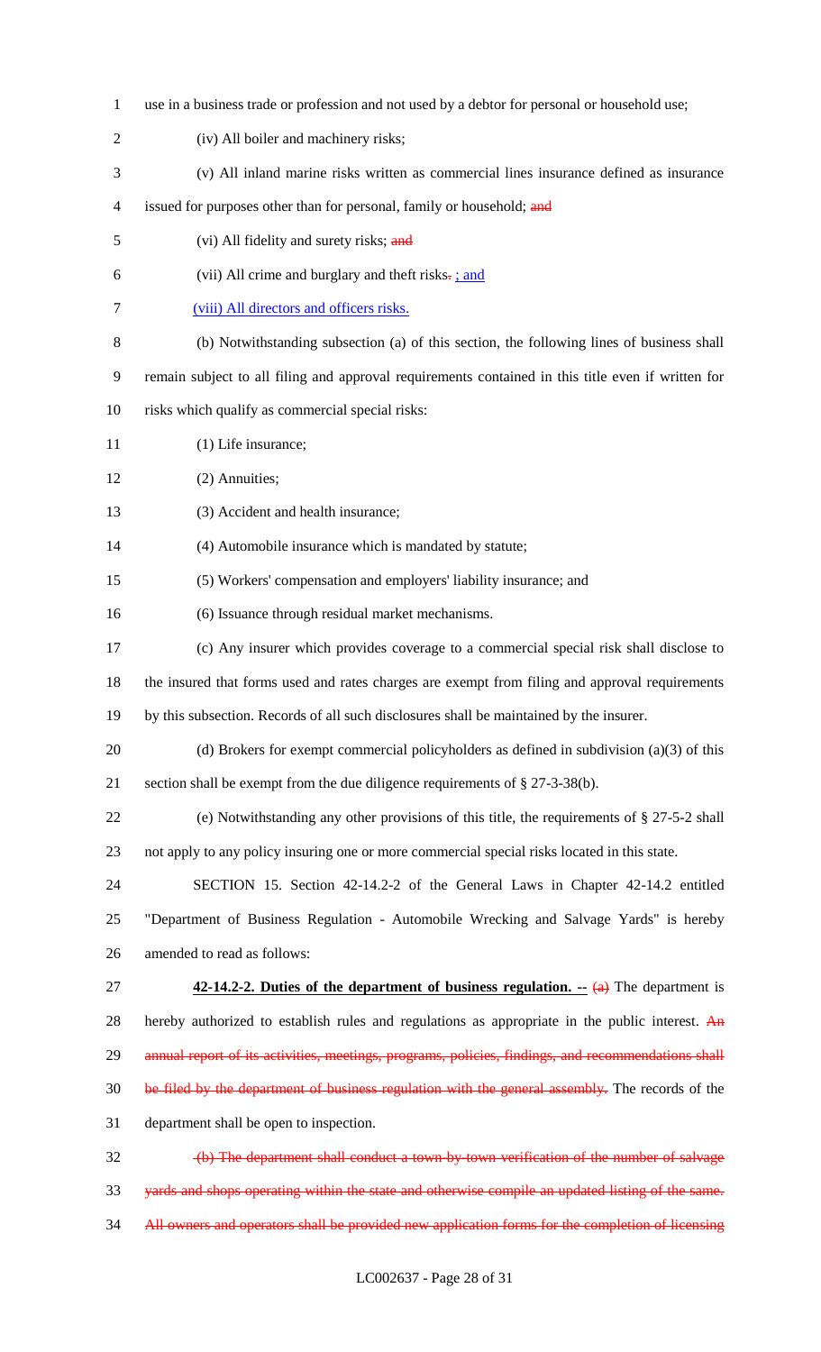use in a business trade or profession and not used by a debtor for personal or household use;

(iv) All boiler and machinery risks;

(v) All inland marine risks written as commercial lines insurance defined as insurance issued for purposes other than for personal, family or household; ~~and~~

(vi) All fidelity and surety risks; ~~and~~

(vii) All crime and burglary and theft risks~~.~~ ; and

(viii) All directors and officers risks.

(b) Notwithstanding subsection (a) of this section, the following lines of business shall remain subject to all filing and approval requirements contained in this title even if written for risks which qualify as commercial special risks:

(1) Life insurance;

(2) Annuities;

(3) Accident and health insurance;

(4) Automobile insurance which is mandated by statute;

(5) Workers' compensation and employers' liability insurance; and

(6) Issuance through residual market mechanisms.

(c) Any insurer which provides coverage to a commercial special risk shall disclose to the insured that forms used and rates charges are exempt from filing and approval requirements by this subsection. Records of all such disclosures shall be maintained by the insurer.

(d) Brokers for exempt commercial policyholders as defined in subdivision (a)(3) of this section shall be exempt from the due diligence requirements of § 27-3-38(b).

(e) Notwithstanding any other provisions of this title, the requirements of § 27-5-2 shall not apply to any policy insuring one or more commercial special risks located in this state.

SECTION 15. Section 42-14.2-2 of the General Laws in Chapter 42-14.2 entitled "Department of Business Regulation - Automobile Wrecking and Salvage Yards" is hereby amended to read as follows:

**42-14.2-2. Duties of the department of business regulation. --** ~~(a)~~ The department is hereby authorized to establish rules and regulations as appropriate in the public interest. ~~An annual report of its activities, meetings, programs, policies, findings, and recommendations shall be filed by the department of business regulation with the general assembly.~~ The records of the department shall be open to inspection.

~~(b) The department shall conduct a town-by-town verification of the number of salvage yards and shops operating within the state and otherwise compile an updated listing of the same. All owners and operators shall be provided new application forms for the completion of licensing~~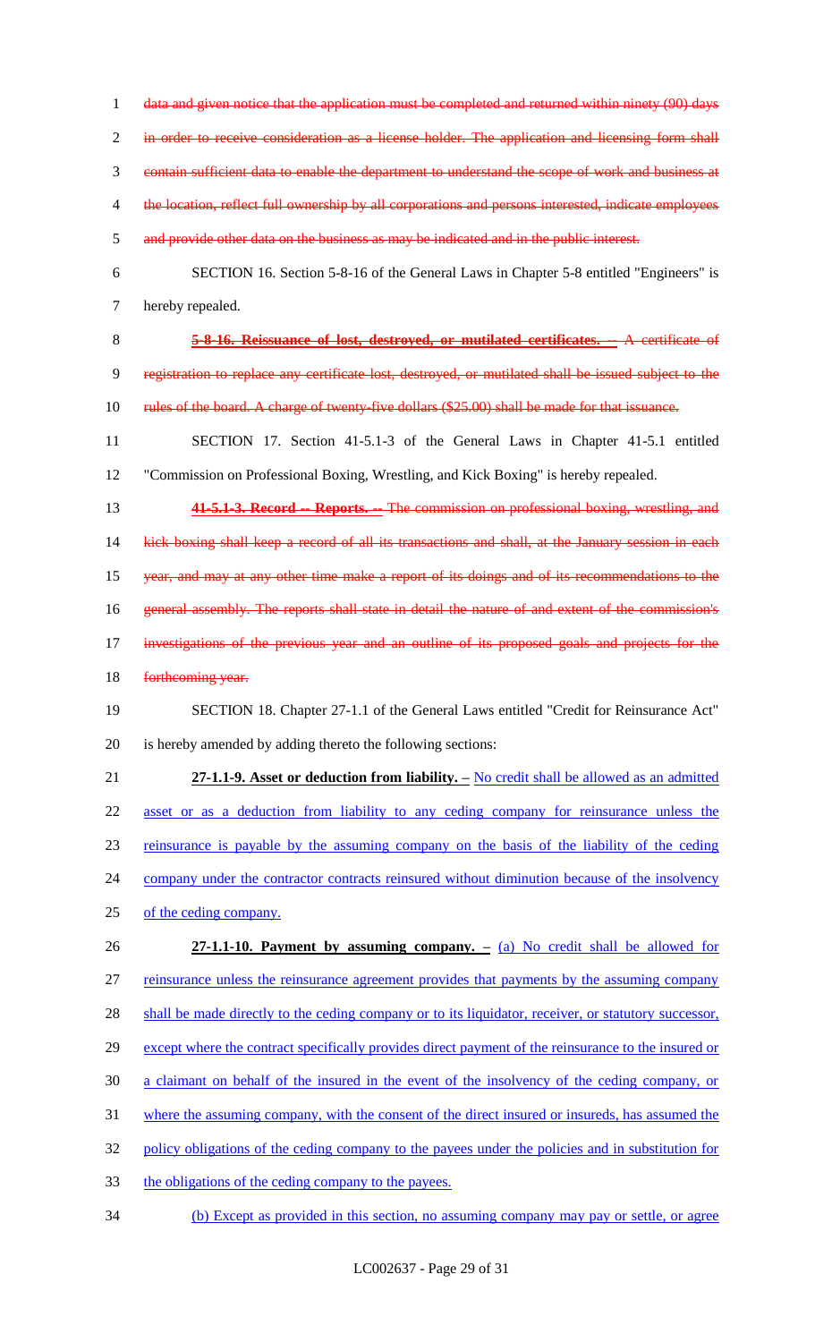~~data and given notice that the application must be completed and returned within ninety (90) days in order to receive consideration as a license holder. The application and licensing form shall contain sufficient data to enable the department to understand the scope of work and business at the location, reflect full ownership by all corporations and persons interested, indicate employees and provide other data on the business as may be indicated and in the public interest.~~

SECTION 16. Section 5-8-16 of the General Laws in Chapter 5-8 entitled "Engineers" is hereby repealed.

~~**5-8-16. Reissuance of lost, destroyed, or mutilated certificates. --** A certificate of registration to replace any certificate lost, destroyed, or mutilated shall be issued subject to the rules of the board. A charge of twenty-five dollars ($25.00) shall be made for that issuance.~~

SECTION 17. Section 41-5.1-3 of the General Laws in Chapter 41-5.1 entitled "Commission on Professional Boxing, Wrestling, and Kick Boxing" is hereby repealed.

~~**41-5.1-3. Record -- Reports. --** The commission on professional boxing, wrestling, and kick boxing shall keep a record of all its transactions and shall, at the January session in each year, and may at any other time make a report of its doings and of its recommendations to the general assembly. The reports shall state in detail the nature of and extent of the commission's investigations of the previous year and an outline of its proposed goals and projects for the forthcoming year.~~

SECTION 18. Chapter 27-1.1 of the General Laws entitled "Credit for Reinsurance Act" is hereby amended by adding thereto the following sections:

**27-1.1-9. Asset or deduction from liability. –** No credit shall be allowed as an admitted asset or as a deduction from liability to any ceding company for reinsurance unless the reinsurance is payable by the assuming company on the basis of the liability of the ceding company under the contractor contracts reinsured without diminution because of the insolvency of the ceding company.

**27-1.1-10. Payment by assuming company. –** (a) No credit shall be allowed for reinsurance unless the reinsurance agreement provides that payments by the assuming company shall be made directly to the ceding company or to its liquidator, receiver, or statutory successor, except where the contract specifically provides direct payment of the reinsurance to the insured or a claimant on behalf of the insured in the event of the insolvency of the ceding company, or where the assuming company, with the consent of the direct insured or insureds, has assumed the policy obligations of the ceding company to the payees under the policies and in substitution for the obligations of the ceding company to the payees.

(b) Except as provided in this section, no assuming company may pay or settle, or agree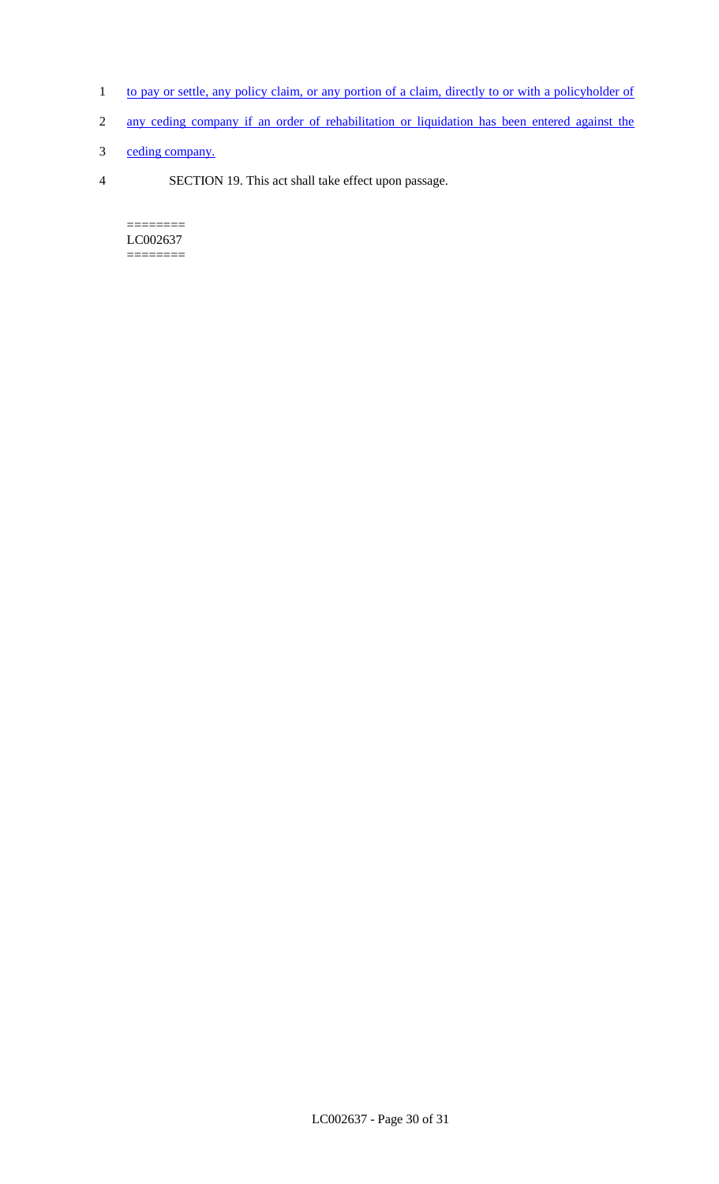to pay or settle, any policy claim, or any portion of a claim, directly to or with a policyholder of any ceding company if an order of rehabilitation or liquidation has been entered against the ceding company.

SECTION 19. This act shall take effect upon passage.

========
LC002637
========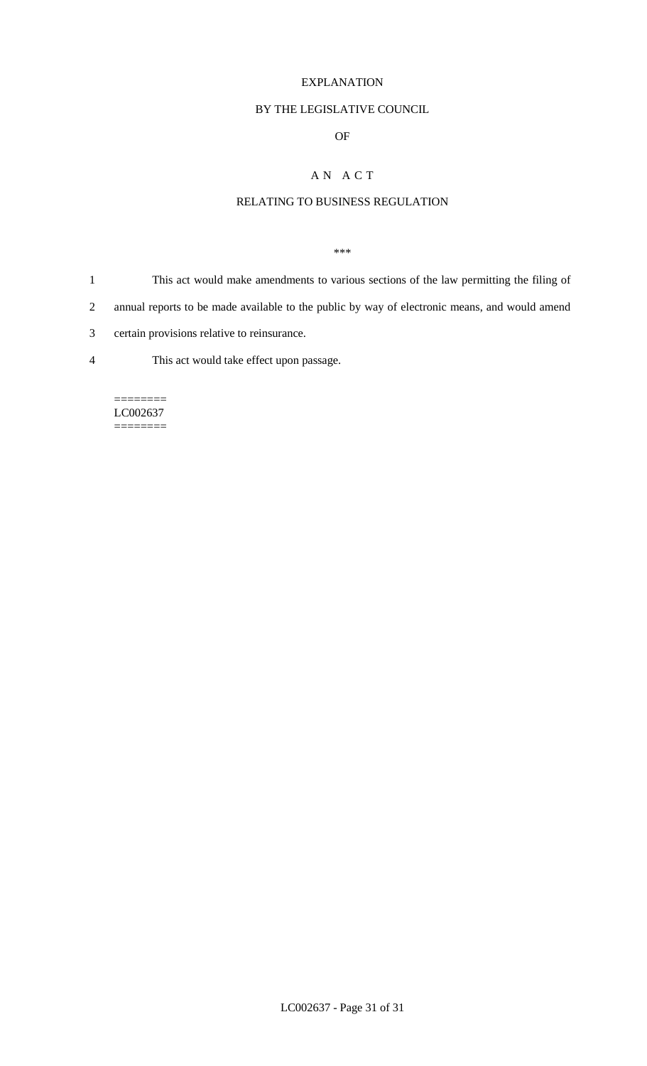EXPLANATION

BY THE LEGISLATIVE COUNCIL

OF

# A N A C T

RELATING TO BUSINESS REGULATION

\*\*\*

1 This act would make amendments to various sections of the law permitting the filing of
2 annual reports to be made available to the public by way of electronic means, and would amend
3 certain provisions relative to reinsurance.
4 This act would take effect upon passage.

========
LC002637
========